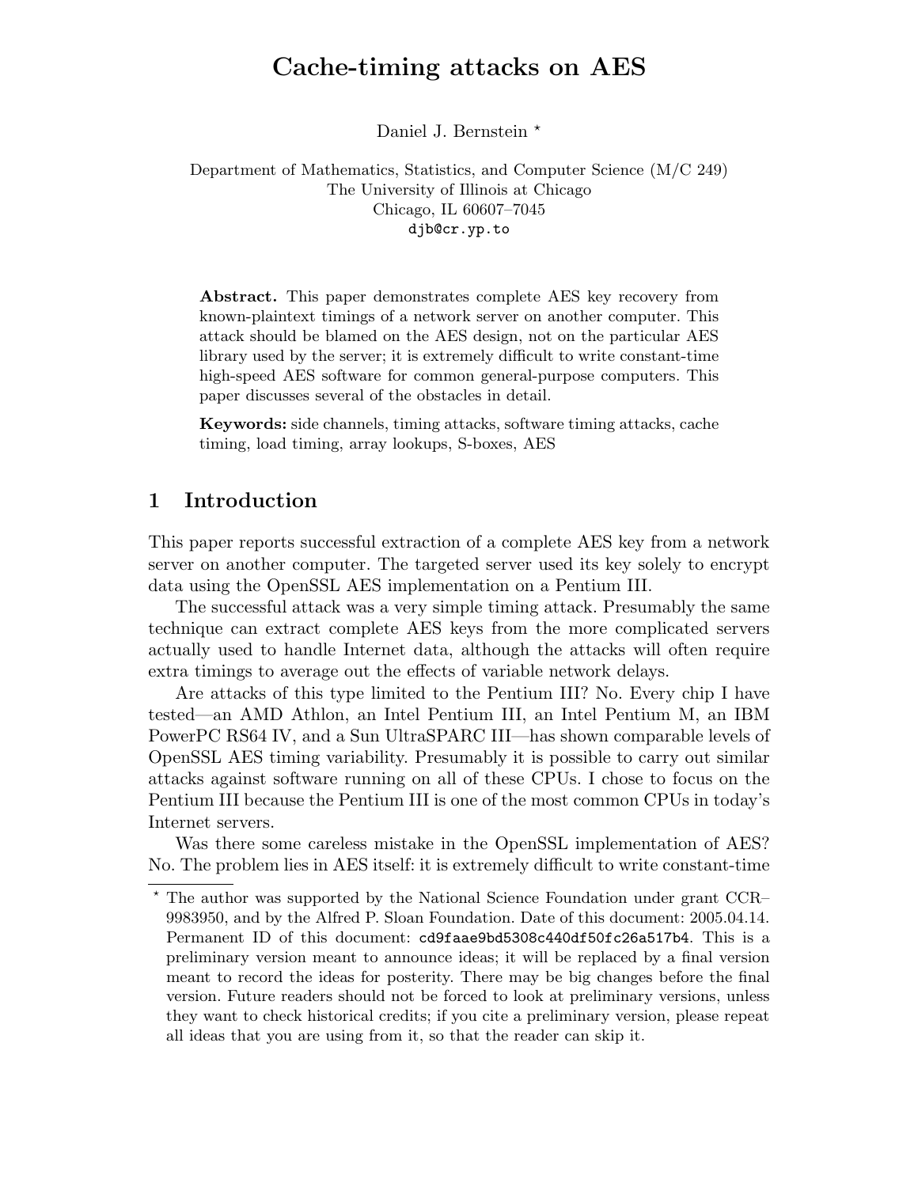# Cache-timing attacks on AES

Daniel J. Bernstein *

Department of Mathematics, Statistics, and Computer Science (M/C 249)
The University of Illinois at Chicago
Chicago, IL 60607–7045
djb@cr.yp.to

**Abstract.** This paper demonstrates complete AES key recovery from known-plaintext timings of a network server on another computer. This attack should be blamed on the AES design, not on the particular AES library used by the server; it is extremely difficult to write constant-time high-speed AES software for common general-purpose computers. This paper discusses several of the obstacles in detail.

**Keywords:** side channels, timing attacks, software timing attacks, cache timing, load timing, array lookups, S-boxes, AES

## 1 Introduction

This paper reports successful extraction of a complete AES key from a network server on another computer. The targeted server used its key solely to encrypt data using the OpenSSL AES implementation on a Pentium III.

The successful attack was a very simple timing attack. Presumably the same technique can extract complete AES keys from the more complicated servers actually used to handle Internet data, although the attacks will often require extra timings to average out the effects of variable network delays.

Are attacks of this type limited to the Pentium III? No. Every chip I have tested—an AMD Athlon, an Intel Pentium III, an Intel Pentium M, an IBM PowerPC RS64 IV, and a Sun UltraSPARC III—has shown comparable levels of OpenSSL AES timing variability. Presumably it is possible to carry out similar attacks against software running on all of these CPUs. I chose to focus on the Pentium III because the Pentium III is one of the most common CPUs in today's Internet servers.

Was there some careless mistake in the OpenSSL implementation of AES? No. The problem lies in AES itself: it is extremely difficult to write constant-time

---

* The author was supported by the National Science Foundation under grant CCR–9983950, and by the Alfred P. Sloan Foundation. Date of this document: 2005.04.14. Permanent ID of this document: cd9faae9bd5308c440df50fc26a517b4. This is a preliminary version meant to announce ideas; it will be replaced by a final version meant to record the ideas for posterity. There may be big changes before the final version. Future readers should not be forced to look at preliminary versions, unless they want to check historical credits; if you cite a preliminary version, please repeat all ideas that you are using from it, so that the reader can skip it.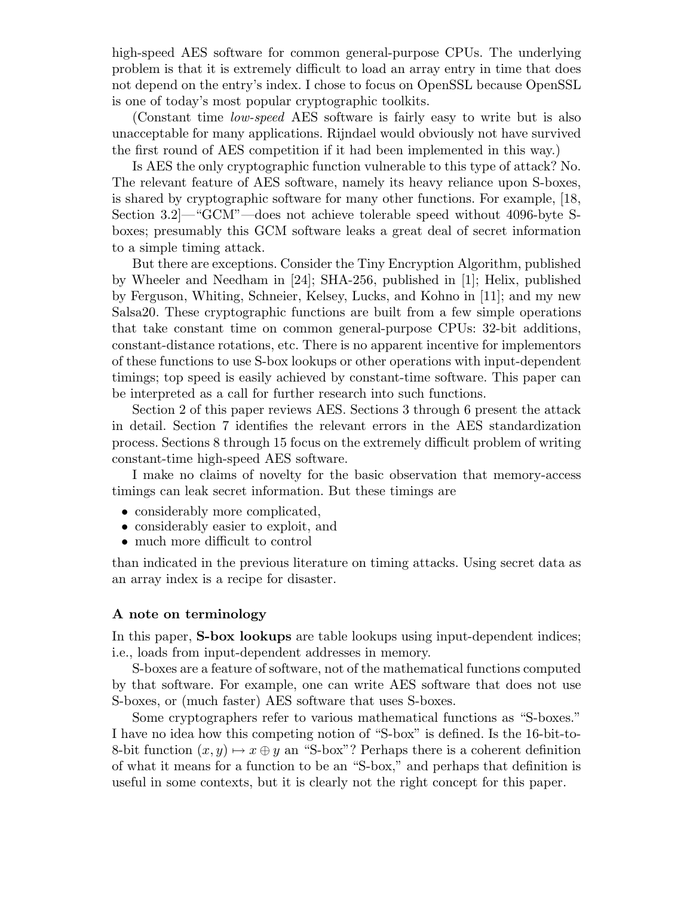high-speed AES software for common general-purpose CPUs. The underlying problem is that it is extremely difficult to load an array entry in time that does not depend on the entry's index. I chose to focus on OpenSSL because OpenSSL is one of today's most popular cryptographic toolkits.

(Constant time *low-speed* AES software is fairly easy to write but is also unacceptable for many applications. Rijndael would obviously not have survived the first round of AES competition if it had been implemented in this way.)

Is AES the only cryptographic function vulnerable to this type of attack? No. The relevant feature of AES software, namely its heavy reliance upon S-boxes, is shared by cryptographic software for many other functions. For example, [18, Section 3.2]—"GCM"—does not achieve tolerable speed without 4096-byte S-boxes; presumably this GCM software leaks a great deal of secret information to a simple timing attack.

But there are exceptions. Consider the Tiny Encryption Algorithm, published by Wheeler and Needham in [24]; SHA-256, published in [1]; Helix, published by Ferguson, Whiting, Schneier, Kelsey, Lucks, and Kohno in [11]; and my new Salsa20. These cryptographic functions are built from a few simple operations that take constant time on common general-purpose CPUs: 32-bit additions, constant-distance rotations, etc. There is no apparent incentive for implementors of these functions to use S-box lookups or other operations with input-dependent timings; top speed is easily achieved by constant-time software. This paper can be interpreted as a call for further research into such functions.

Section 2 of this paper reviews AES. Sections 3 through 6 present the attack in detail. Section 7 identifies the relevant errors in the AES standardization process. Sections 8 through 15 focus on the extremely difficult problem of writing constant-time high-speed AES software.

I make no claims of novelty for the basic observation that memory-access timings can leak secret information. But these timings are

- considerably more complicated,
- considerably easier to exploit, and
- much more difficult to control

than indicated in the previous literature on timing attacks. Using secret data as an array index is a recipe for disaster.

#### A note on terminology

In this paper, **S-box lookups** are table lookups using input-dependent indices; i.e., loads from input-dependent addresses in memory.

S-boxes are a feature of software, not of the mathematical functions computed by that software. For example, one can write AES software that does not use S-boxes, or (much faster) AES software that uses S-boxes.

Some cryptographers refer to various mathematical functions as "S-boxes." I have no idea how this competing notion of "S-box" is defined. Is the 16-bit-to-8-bit function $(x, y) \mapsto x \oplus y$ an "S-box"? Perhaps there is a coherent definition of what it means for a function to be an "S-box," and perhaps that definition is useful in some contexts, but it is clearly not the right concept for this paper.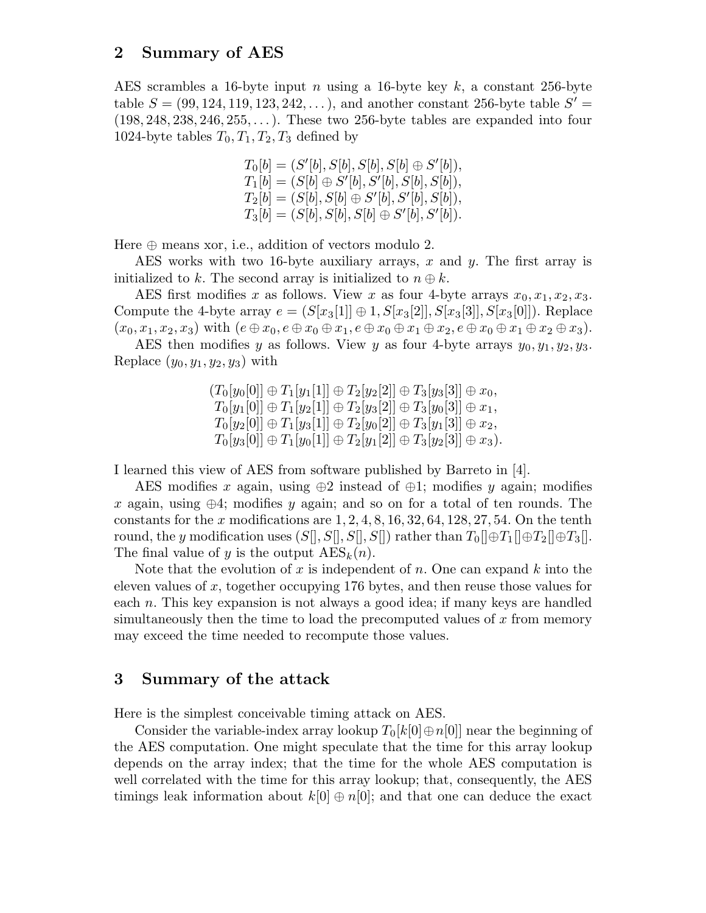## 2 Summary of AES

AES scrambles a 16-byte input $n$ using a 16-byte key $k$, a constant 256-byte table $S = (99, 124, 119, 123, 242, \ldots)$, and another constant 256-byte table $S' = (198, 248, 238, 246, 255, \ldots)$. These two 256-byte tables are expanded into four 1024-byte tables $T_0, T_1, T_2, T_3$ defined by

$$
\begin{aligned}
T_0[b] &= (S'[b], S[b], S[b], S[b] \oplus S'[b]),\\
T_1[b] &= (S[b] \oplus S'[b], S'[b], S[b], S[b]),\\
T_2[b] &= (S[b], S[b] \oplus S'[b], S'[b], S[b]),\\
T_3[b] &= (S[b], S[b], S[b] \oplus S'[b], S'[b]).
\end{aligned}
$$

Here $\oplus$ means xor, i.e., addition of vectors modulo 2.

AES works with two 16-byte auxiliary arrays, $x$ and $y$. The first array is initialized to $k$. The second array is initialized to $n \oplus k$.

AES first modifies $x$ as follows. View $x$ as four 4-byte arrays $x_0, x_1, x_2, x_3$. Compute the 4-byte array $e = (S[x_3[1]] \oplus 1, S[x_3[2]], S[x_3[3]], S[x_3[0]])$. Replace $(x_0, x_1, x_2, x_3)$ with $(e \oplus x_0, e \oplus x_0 \oplus x_1, e \oplus x_0 \oplus x_1 \oplus x_2, e \oplus x_0 \oplus x_1 \oplus x_2 \oplus x_3)$.

AES then modifies $y$ as follows. View $y$ as four 4-byte arrays $y_0, y_1, y_2, y_3$. Replace $(y_0, y_1, y_2, y_3)$ with

$$
\begin{aligned}
(&T_0[y_0[0]] \oplus T_1[y_1[1]] \oplus T_2[y_2[2]] \oplus T_3[y_3[3]] \oplus x_0,\\
&T_0[y_1[0]] \oplus T_1[y_2[1]] \oplus T_2[y_3[2]] \oplus T_3[y_0[3]] \oplus x_1,\\
&T_0[y_2[0]] \oplus T_1[y_3[1]] \oplus T_2[y_0[2]] \oplus T_3[y_1[3]] \oplus x_2,\\
&T_0[y_3[0]] \oplus T_1[y_0[1]] \oplus T_2[y_1[2]] \oplus T_3[y_2[3]] \oplus x_3).
\end{aligned}
$$

I learned this view of AES from software published by Barreto in [4].

AES modifies $x$ again, using $\oplus 2$ instead of $\oplus 1$; modifies $y$ again; modifies $x$ again, using $\oplus 4$; modifies $y$ again; and so on for a total of ten rounds. The constants for the $x$ modifications are $1, 2, 4, 8, 16, 32, 64, 128, 27, 54$. On the tenth round, the $y$ modification uses $(S[], S[], S[], S[])$ rather than $T_0[] \oplus T_1[] \oplus T_2[] \oplus T_3[]$. The final value of $y$ is the output $\mathrm{AES}_k(n)$.

Note that the evolution of $x$ is independent of $n$. One can expand $k$ into the eleven values of $x$, together occupying 176 bytes, and then reuse those values for each $n$. This key expansion is not always a good idea; if many keys are handled simultaneously then the time to load the precomputed values of $x$ from memory may exceed the time needed to recompute those values.

## 3 Summary of the attack

Here is the simplest conceivable timing attack on AES.

Consider the variable-index array lookup $T_0[k[0] \oplus n[0]]$ near the beginning of the AES computation. One might speculate that the time for this array lookup depends on the array index; that the time for the whole AES computation is well correlated with the time for this array lookup; that, consequently, the AES timings leak information about $k[0] \oplus n[0]$; and that one can deduce the exact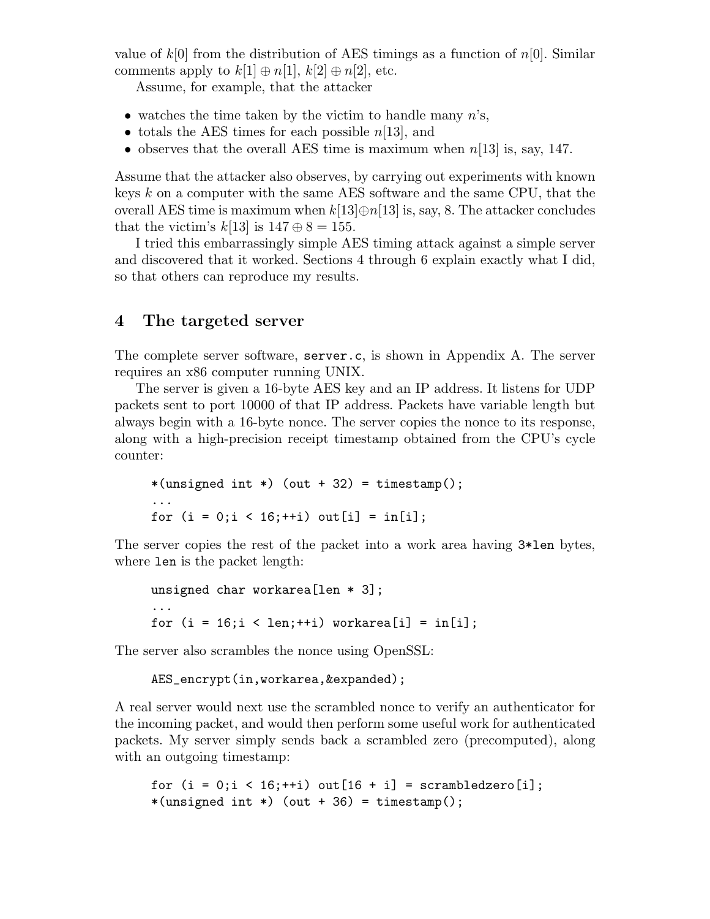value of $k[0]$ from the distribution of AES timings as a function of $n[0]$. Similar comments apply to $k[1] \oplus n[1]$, $k[2] \oplus n[2]$, etc.

Assume, for example, that the attacker

- watches the time taken by the victim to handle many $n$'s,
- totals the AES times for each possible $n[13]$, and
- observes that the overall AES time is maximum when $n[13]$ is, say, 147.

Assume that the attacker also observes, by carrying out experiments with known keys $k$ on a computer with the same AES software and the same CPU, that the overall AES time is maximum when $k[13] \oplus n[13]$ is, say, 8. The attacker concludes that the victim's $k[13]$ is $147 \oplus 8 = 155$.

I tried this embarrassingly simple AES timing attack against a simple server and discovered that it worked. Sections 4 through 6 explain exactly what I did, so that others can reproduce my results.

## 4 The targeted server

The complete server software, `server.c`, is shown in Appendix A. The server requires an x86 computer running UNIX.

The server is given a 16-byte AES key and an IP address. It listens for UDP packets sent to port 10000 of that IP address. Packets have variable length but always begin with a 16-byte nonce. The server copies the nonce to its response, along with a high-precision receipt timestamp obtained from the CPU's cycle counter:

```
*(unsigned int *) (out + 32) = timestamp();
...
for (i = 0;i < 16;++i) out[i] = in[i];
```

The server copies the rest of the packet into a work area having `3*len` bytes, where `len` is the packet length:

```
unsigned char workarea[len * 3];
...
for (i = 16;i < len;++i) workarea[i] = in[i];
```

The server also scrambles the nonce using OpenSSL:

```
AES_encrypt(in,workarea,&expanded);
```

A real server would next use the scrambled nonce to verify an authenticator for the incoming packet, and would then perform some useful work for authenticated packets. My server simply sends back a scrambled zero (precomputed), along with an outgoing timestamp:

```
for (i = 0;i < 16;++i) out[16 + i] = scrambledzero[i];
*(unsigned int *) (out + 36) = timestamp();
```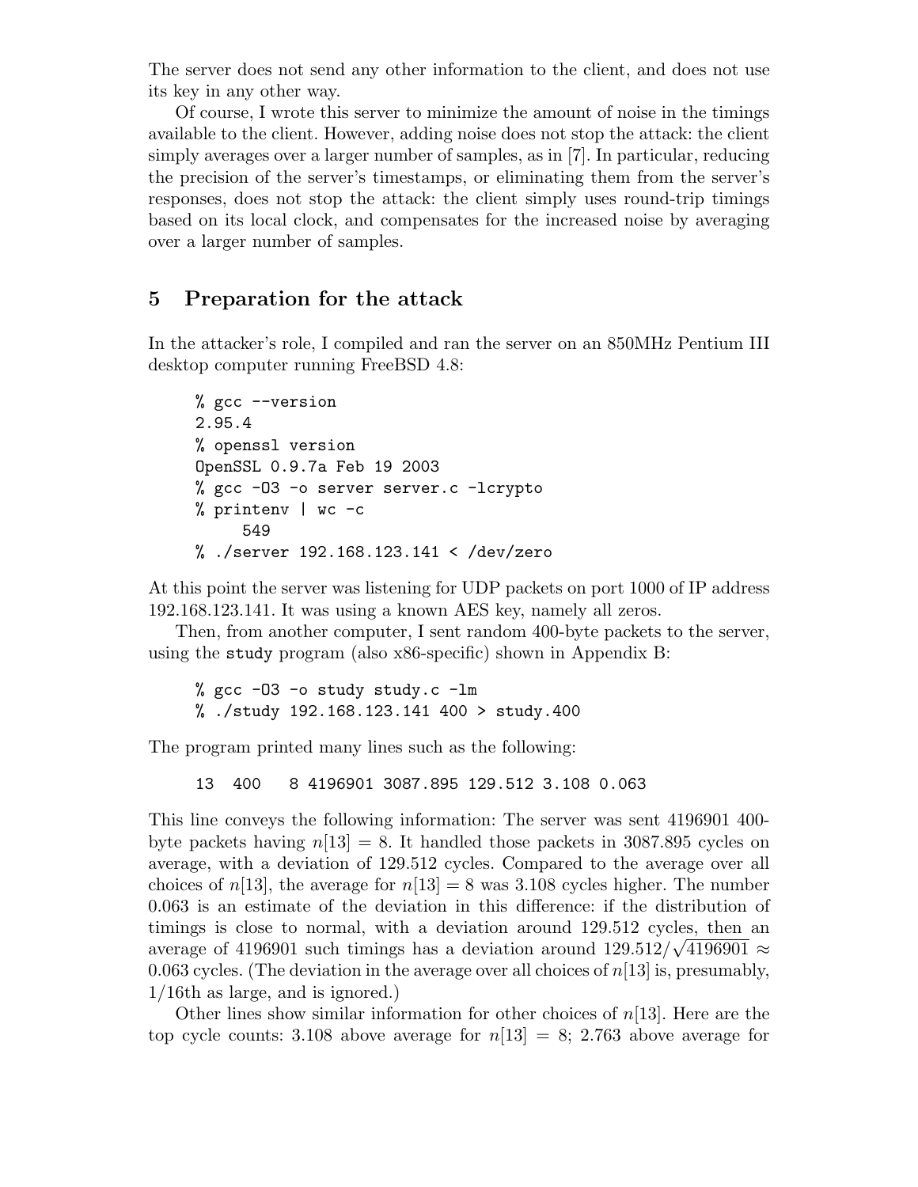The server does not send any other information to the client, and does not use its key in any other way.

Of course, I wrote this server to minimize the amount of noise in the timings available to the client. However, adding noise does not stop the attack: the client simply averages over a larger number of samples, as in [7]. In particular, reducing the precision of the server's timestamps, or eliminating them from the server's responses, does not stop the attack: the client simply uses round-trip timings based on its local clock, and compensates for the increased noise by averaging over a larger number of samples.

## 5 Preparation for the attack

In the attacker's role, I compiled and ran the server on an 850MHz Pentium III desktop computer running FreeBSD 4.8:

```
% gcc --version
2.95.4
% openssl version
OpenSSL 0.9.7a Feb 19 2003
% gcc -O3 -o server server.c -lcrypto
% printenv | wc -c
     549
% ./server 192.168.123.141 < /dev/zero
```

At this point the server was listening for UDP packets on port 1000 of IP address 192.168.123.141. It was using a known AES key, namely all zeros.

Then, from another computer, I sent random 400-byte packets to the server, using the study program (also x86-specific) shown in Appendix B:

```
% gcc -O3 -o study study.c -lm
% ./study 192.168.123.141 400 > study.400
```

The program printed many lines such as the following:

```
13  400    8 4196901 3087.895 129.512 3.108 0.063
```

This line conveys the following information: The server was sent 4196901 400-byte packets having $n[13] = 8$. It handled those packets in 3087.895 cycles on average, with a deviation of 129.512 cycles. Compared to the average over all choices of $n[13]$, the average for $n[13] = 8$ was 3.108 cycles higher. The number 0.063 is an estimate of the deviation in this difference: if the distribution of timings is close to normal, with a deviation around 129.512 cycles, then an average of 4196901 such timings has a deviation around $129.512/\sqrt{4196901} \approx 0.063$ cycles. (The deviation in the average over all choices of $n[13]$ is, presumably, 1/16th as large, and is ignored.)

Other lines show similar information for other choices of $n[13]$. Here are the top cycle counts: 3.108 above average for $n[13] = 8$; 2.763 above average for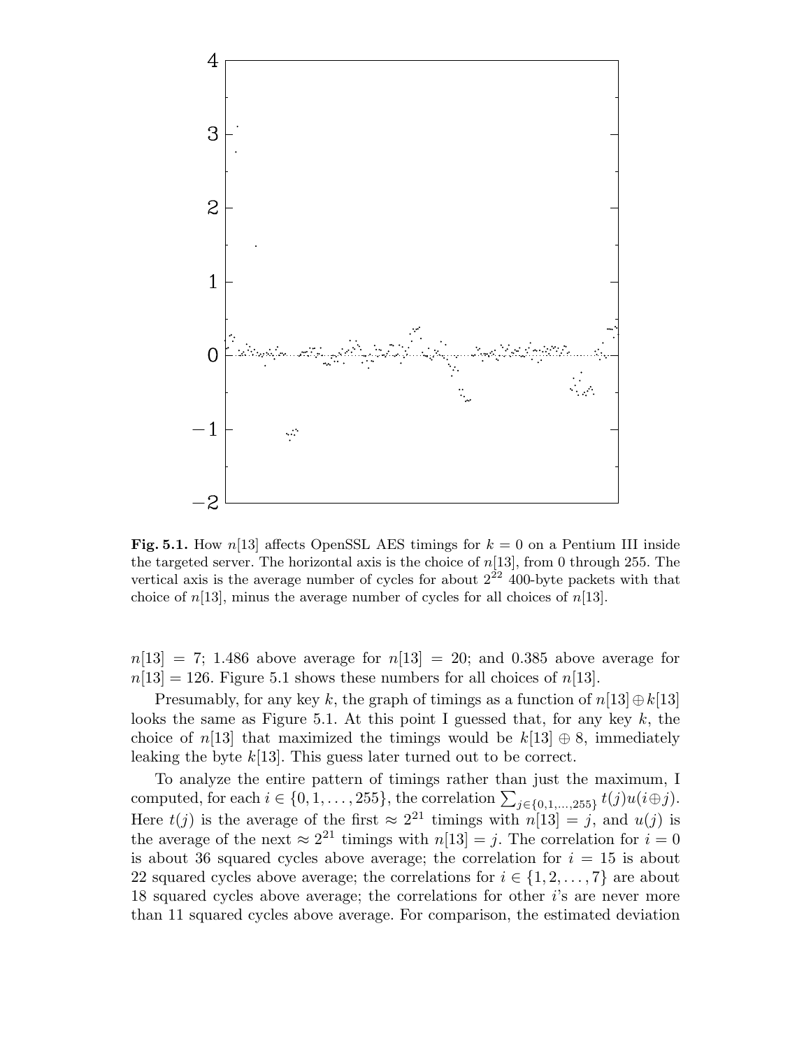**Fig. 5.1.** How $n[13]$ affects OpenSSL AES timings for $k = 0$ on a Pentium III inside the targeted server. The horizontal axis is the choice of $n[13]$, from 0 through 255. The vertical axis is the average number of cycles for about $2^{22}$ 400-byte packets with that choice of $n[13]$, minus the average number of cycles for all choices of $n[13]$.

$n[13] = 7$; 1.486 above average for $n[13] = 20$; and 0.385 above average for $n[13] = 126$. Figure 5.1 shows these numbers for all choices of $n[13]$.

Presumably, for any key $k$, the graph of timings as a function of $n[13] \oplus k[13]$ looks the same as Figure 5.1. At this point I guessed that, for any key $k$, the choice of $n[13]$ that maximized the timings would be $k[13] \oplus 8$, immediately leaking the byte $k[13]$. This guess later turned out to be correct.

To analyze the entire pattern of timings rather than just the maximum, I computed, for each $i \in \{0, 1, \ldots, 255\}$, the correlation $\sum_{j \in \{0,1,\ldots,255\}} t(j)u(i \oplus j)$. Here $t(j)$ is the average of the first $\approx 2^{21}$ timings with $n[13] = j$, and $u(j)$ is the average of the next $\approx 2^{21}$ timings with $n[13] = j$. The correlation for $i = 0$ is about 36 squared cycles above average; the correlation for $i = 15$ is about 22 squared cycles above average; the correlations for $i \in \{1, 2, \ldots, 7\}$ are about 18 squared cycles above average; the correlations for other $i$'s are never more than 11 squared cycles above average. For comparison, the estimated deviation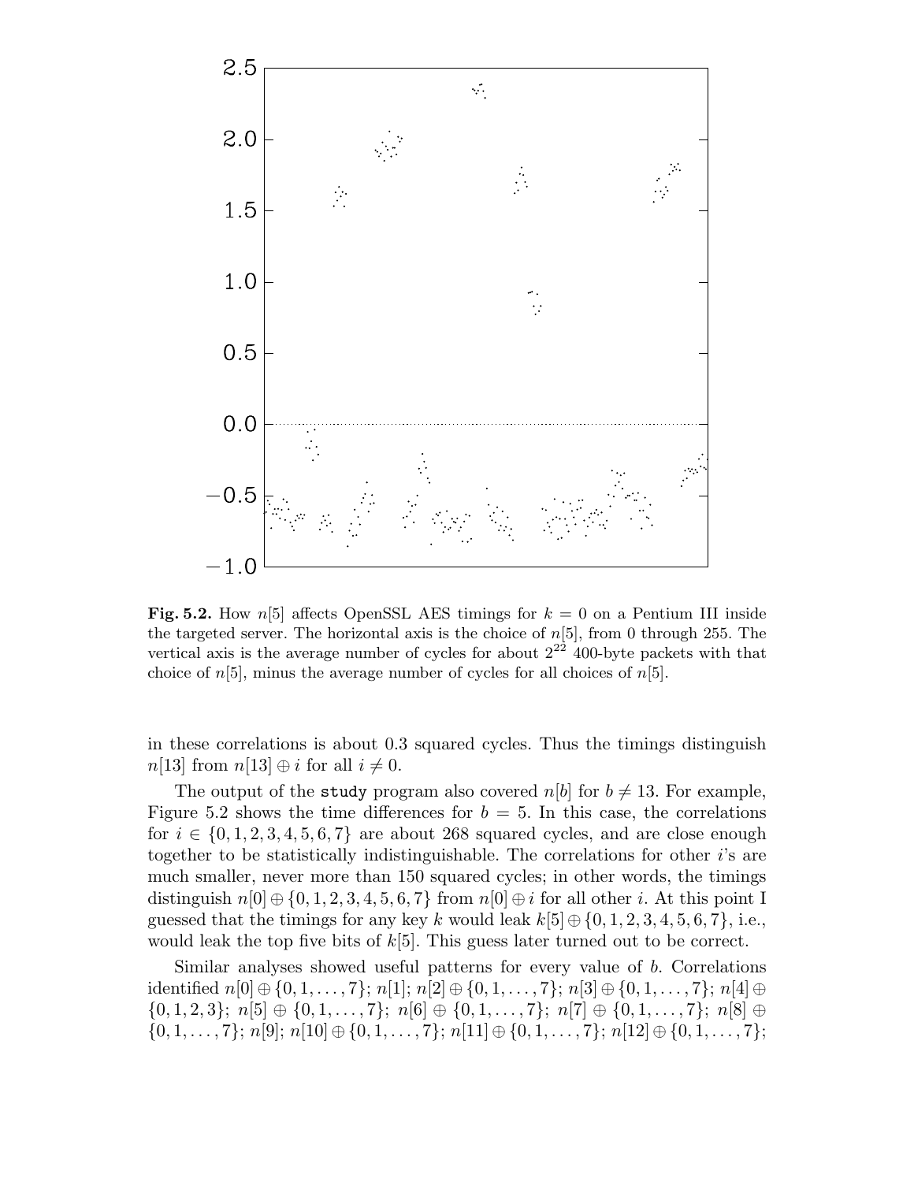**Fig. 5.2.** How $n[5]$ affects OpenSSL AES timings for $k = 0$ on a Pentium III inside the targeted server. The horizontal axis is the choice of $n[5]$, from 0 through 255. The vertical axis is the average number of cycles for about $2^{22}$ 400-byte packets with that choice of $n[5]$, minus the average number of cycles for all choices of $n[5]$.

in these correlations is about 0.3 squared cycles. Thus the timings distinguish $n[13]$ from $n[13] \oplus i$ for all $i \neq 0$.

The output of the `study` program also covered $n[b]$ for $b \neq 13$. For example, Figure 5.2 shows the time differences for $b = 5$. In this case, the correlations for $i \in \{0, 1, 2, 3, 4, 5, 6, 7\}$ are about 268 squared cycles, and are close enough together to be statistically indistinguishable. The correlations for other $i$'s are much smaller, never more than 150 squared cycles; in other words, the timings distinguish $n[0] \oplus \{0, 1, 2, 3, 4, 5, 6, 7\}$ from $n[0] \oplus i$ for all other $i$. At this point I guessed that the timings for any key $k$ would leak $k[5] \oplus \{0, 1, 2, 3, 4, 5, 6, 7\}$, i.e., would leak the top five bits of $k[5]$. This guess later turned out to be correct.

Similar analyses showed useful patterns for every value of $b$. Correlations identified $n[0] \oplus \{0, 1, \ldots, 7\}$; $n[1]$; $n[2] \oplus \{0, 1, \ldots, 7\}$; $n[3] \oplus \{0, 1, \ldots, 7\}$; $n[4] \oplus \{0, 1, 2, 3\}$; $n[5] \oplus \{0, 1, \ldots, 7\}$; $n[6] \oplus \{0, 1, \ldots, 7\}$; $n[7] \oplus \{0, 1, \ldots, 7\}$; $n[8] \oplus \{0, 1, \ldots, 7\}$; $n[9]$; $n[10] \oplus \{0, 1, \ldots, 7\}$; $n[11] \oplus \{0, 1, \ldots, 7\}$; $n[12] \oplus \{0, 1, \ldots, 7\}$;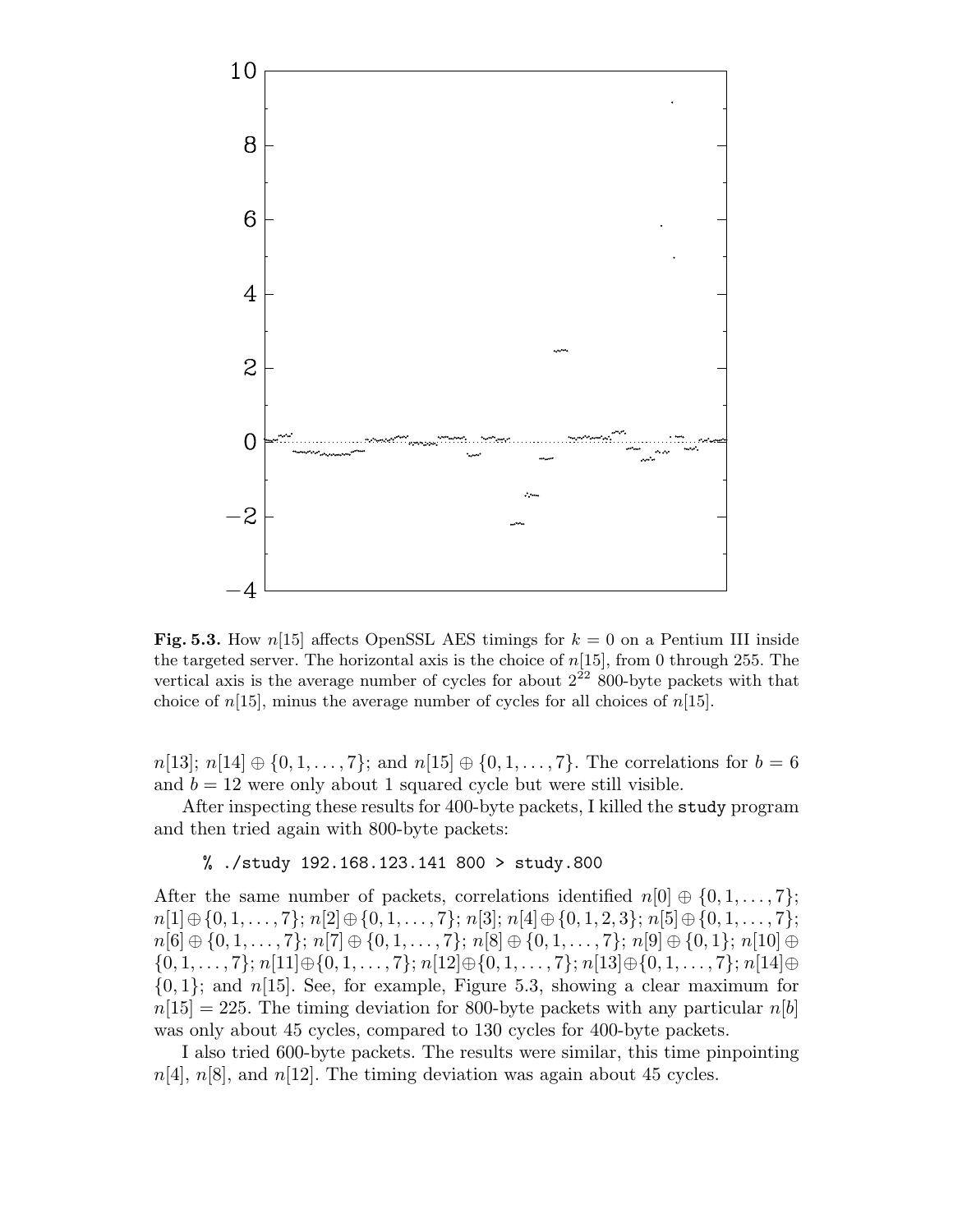**Fig. 5.3.** How $n[15]$ affects OpenSSL AES timings for $k = 0$ on a Pentium III inside the targeted server. The horizontal axis is the choice of $n[15]$, from 0 through 255. The vertical axis is the average number of cycles for about $2^{22}$ 800-byte packets with that choice of $n[15]$, minus the average number of cycles for all choices of $n[15]$.

$n[13]$; $n[14] \oplus \{0, 1, \ldots, 7\}$; and $n[15] \oplus \{0, 1, \ldots, 7\}$. The correlations for $b = 6$ and $b = 12$ were only about 1 squared cycle but were still visible.

After inspecting these results for 400-byte packets, I killed the `study` program and then tried again with 800-byte packets:

```
% ./study 192.168.123.141 800 > study.800
```

After the same number of packets, correlations identified $n[0] \oplus \{0, 1, \ldots, 7\}$; $n[1] \oplus \{0, 1, \ldots, 7\}$; $n[2] \oplus \{0, 1, \ldots, 7\}$; $n[3]$; $n[4] \oplus \{0, 1, 2, 3\}$; $n[5] \oplus \{0, 1, \ldots, 7\}$; $n[6] \oplus \{0, 1, \ldots, 7\}$; $n[7] \oplus \{0, 1, \ldots, 7\}$; $n[8] \oplus \{0, 1, \ldots, 7\}$; $n[9] \oplus \{0, 1\}$; $n[10] \oplus \{0, 1, \ldots, 7\}$; $n[11] \oplus \{0, 1, \ldots, 7\}$; $n[12] \oplus \{0, 1, \ldots, 7\}$; $n[13] \oplus \{0, 1, \ldots, 7\}$; $n[14] \oplus \{0, 1\}$; and $n[15]$. See, for example, Figure 5.3, showing a clear maximum for $n[15] = 225$. The timing deviation for 800-byte packets with any particular $n[b]$ was only about 45 cycles, compared to 130 cycles for 400-byte packets.

I also tried 600-byte packets. The results were similar, this time pinpointing $n[4]$, $n[8]$, and $n[12]$. The timing deviation was again about 45 cycles.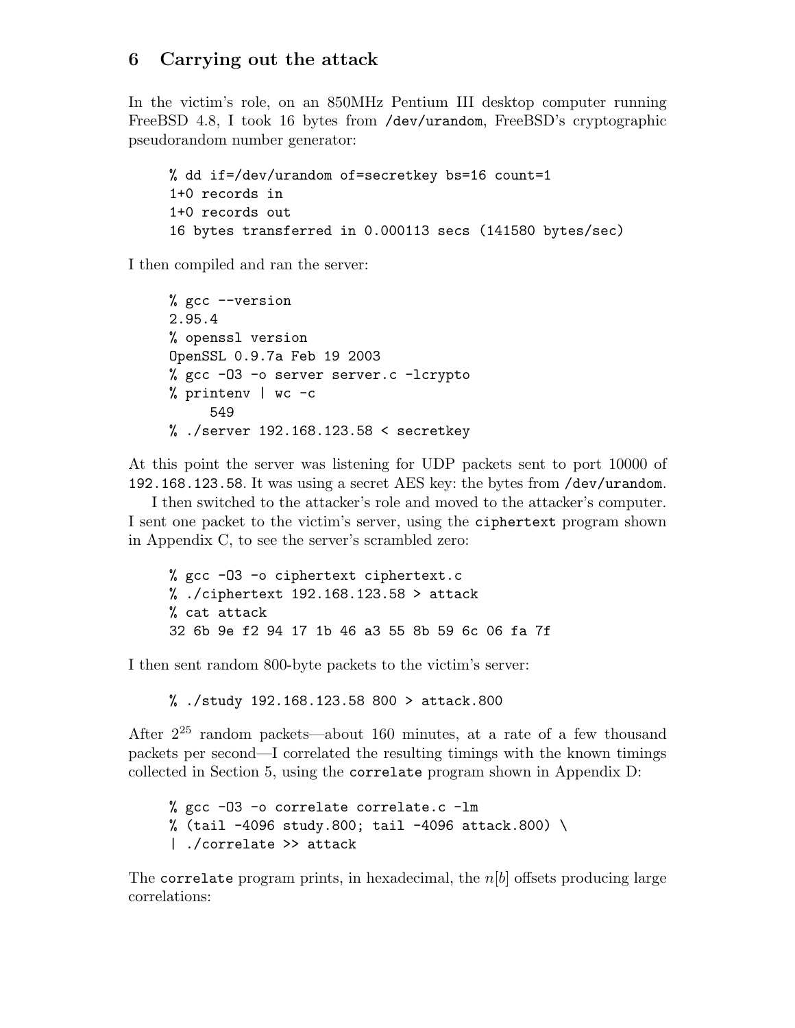## 6 Carrying out the attack

In the victim's role, on an 850MHz Pentium III desktop computer running FreeBSD 4.8, I took 16 bytes from `/dev/urandom`, FreeBSD's cryptographic pseudorandom number generator:

```
% dd if=/dev/urandom of=secretkey bs=16 count=1
1+0 records in
1+0 records out
16 bytes transferred in 0.000113 secs (141580 bytes/sec)
```

I then compiled and ran the server:

```
% gcc --version
2.95.4
% openssl version
OpenSSL 0.9.7a Feb 19 2003
% gcc -O3 -o server server.c -lcrypto
% printenv | wc -c
     549
% ./server 192.168.123.58 < secretkey
```

At this point the server was listening for UDP packets sent to port 10000 of `192.168.123.58`. It was using a secret AES key: the bytes from `/dev/urandom`.

I then switched to the attacker's role and moved to the attacker's computer. I sent one packet to the victim's server, using the `ciphertext` program shown in Appendix C, to see the server's scrambled zero:

```
% gcc -O3 -o ciphertext ciphertext.c
% ./ciphertext 192.168.123.58 > attack
% cat attack
32 6b 9e f2 94 17 1b 46 a3 55 8b 59 6c 06 fa 7f
```

I then sent random 800-byte packets to the victim's server:

```
% ./study 192.168.123.58 800 > attack.800
```

After $2^{25}$ random packets—about 160 minutes, at a rate of a few thousand packets per second—I correlated the resulting timings with the known timings collected in Section 5, using the `correlate` program shown in Appendix D:

```
% gcc -O3 -o correlate correlate.c -lm
% (tail -4096 study.800; tail -4096 attack.800) \
| ./correlate >> attack
```

The `correlate` program prints, in hexadecimal, the $n[b]$ offsets producing large correlations: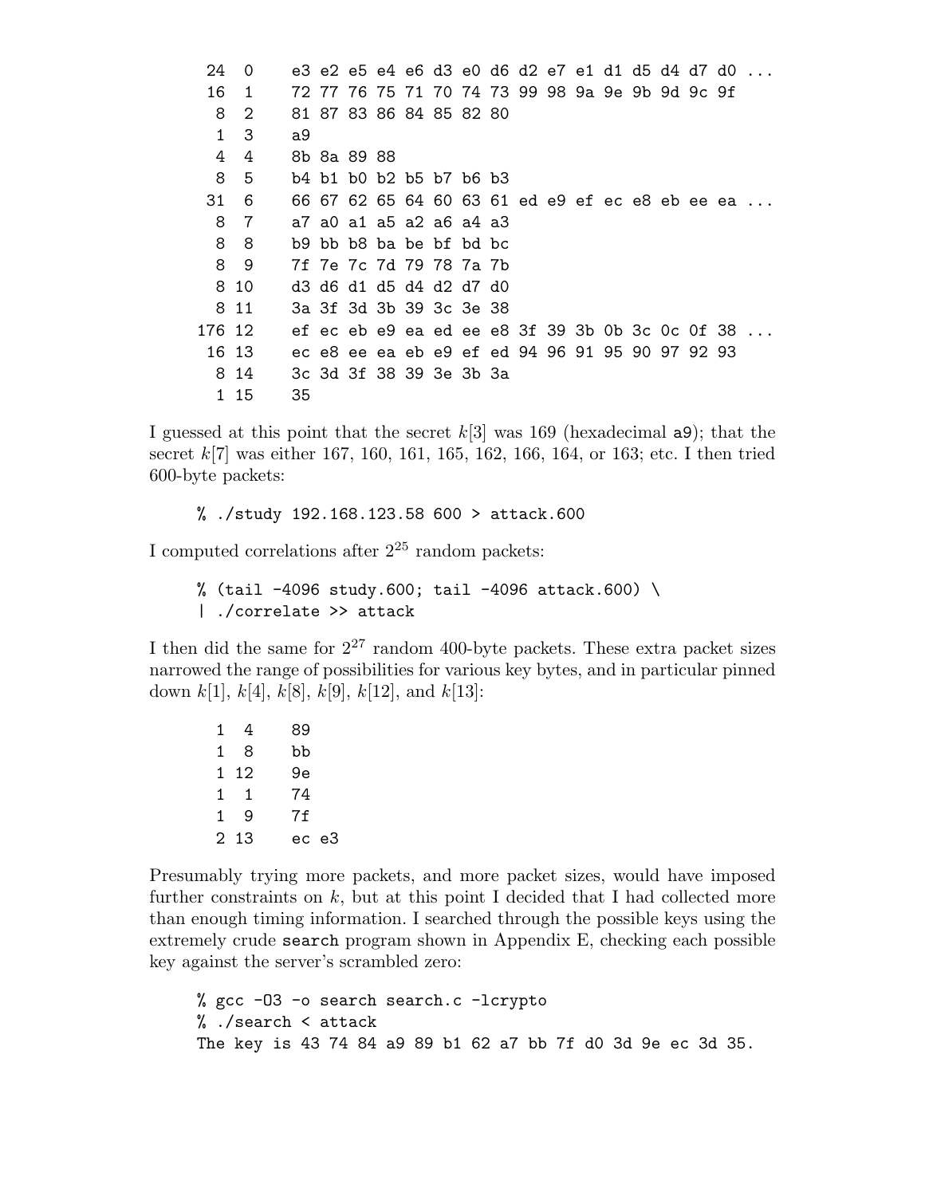```
 24  0    e3 e2 e5 e4 e6 d3 e0 d6 d2 e7 e1 d1 d5 d4 d7 d0 ...
 16  1    72 77 76 75 71 70 74 73 99 98 9a 9e 9b 9d 9c 9f
  8  2    81 87 83 86 84 85 82 80
  1  3    a9
  4  4    8b 8a 89 88
  8  5    b4 b1 b0 b2 b5 b7 b6 b3
 31  6    66 67 62 65 64 60 63 61 ed e9 ef ec e8 eb ee ea ...
  8  7    a7 a0 a1 a5 a2 a6 a4 a3
  8  8    b9 bb b8 ba be bf bd bc
  8  9    7f 7e 7c 7d 79 78 7a 7b
  8 10    d3 d6 d1 d5 d4 d2 d7 d0
  8 11    3a 3f 3d 3b 39 3c 3e 38
176 12    ef ec eb e9 ea ed ee e8 3f 39 3b 0b 3c 0c 0f 38 ...
 16 13    ec e8 ee ea eb e9 ef ed 94 96 91 95 90 97 92 93
  8 14    3c 3d 3f 38 39 3e 3b 3a
  1 15    35
```

I guessed at this point that the secret $k[3]$ was 169 (hexadecimal `a9`); that the secret $k[7]$ was either 167, 160, 161, 165, 162, 166, 164, or 163; etc. I then tried 600-byte packets:

```
% ./study 192.168.123.58 600 > attack.600
```

I computed correlations after $2^{25}$ random packets:

```
% (tail -4096 study.600; tail -4096 attack.600) \
| ./correlate >> attack
```

I then did the same for $2^{27}$ random 400-byte packets. These extra packet sizes narrowed the range of possibilities for various key bytes, and in particular pinned down $k[1]$, $k[4]$, $k[8]$, $k[9]$, $k[12]$, and $k[13]$:

```
1  4    89
1  8    bb
1 12    9e
1  1    74
1  9    7f
2 13    ec e3
```

Presumably trying more packets, and more packet sizes, would have imposed further constraints on $k$, but at this point I decided that I had collected more than enough timing information. I searched through the possible keys using the extremely crude `search` program shown in Appendix E, checking each possible key against the server's scrambled zero:

```
% gcc -O3 -o search search.c -lcrypto
% ./search < attack
The key is 43 74 84 a9 89 b1 62 a7 bb 7f d0 3d 9e ec 3d 35.
```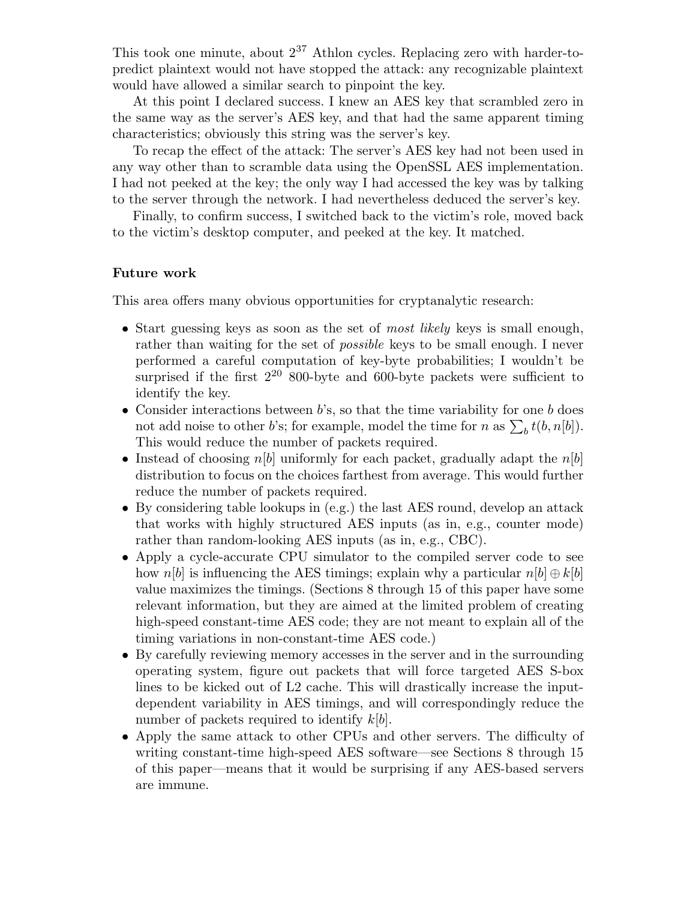This took one minute, about $2^{37}$ Athlon cycles. Replacing zero with harder-to-predict plaintext would not have stopped the attack: any recognizable plaintext would have allowed a similar search to pinpoint the key.

At this point I declared success. I knew an AES key that scrambled zero in the same way as the server's AES key, and that had the same apparent timing characteristics; obviously this string was the server's key.

To recap the effect of the attack: The server's AES key had not been used in any way other than to scramble data using the OpenSSL AES implementation. I had not peeked at the key; the only way I had accessed the key was by talking to the server through the network. I had nevertheless deduced the server's key.

Finally, to confirm success, I switched back to the victim's role, moved back to the victim's desktop computer, and peeked at the key. It matched.

**Future work**

This area offers many obvious opportunities for cryptanalytic research:

- Start guessing keys as soon as the set of *most likely* keys is small enough, rather than waiting for the set of *possible* keys to be small enough. I never performed a careful computation of key-byte probabilities; I wouldn't be surprised if the first $2^{20}$ 800-byte and 600-byte packets were sufficient to identify the key.
- Consider interactions between $b$'s, so that the time variability for one $b$ does not add noise to other $b$'s; for example, model the time for $n$ as $\sum_b t(b, n[b])$. This would reduce the number of packets required.
- Instead of choosing $n[b]$ uniformly for each packet, gradually adapt the $n[b]$ distribution to focus on the choices farthest from average. This would further reduce the number of packets required.
- By considering table lookups in (e.g.) the last AES round, develop an attack that works with highly structured AES inputs (as in, e.g., counter mode) rather than random-looking AES inputs (as in, e.g., CBC).
- Apply a cycle-accurate CPU simulator to the compiled server code to see how $n[b]$ is influencing the AES timings; explain why a particular $n[b] \oplus k[b]$ value maximizes the timings. (Sections 8 through 15 of this paper have some relevant information, but they are aimed at the limited problem of creating high-speed constant-time AES code; they are not meant to explain all of the timing variations in non-constant-time AES code.)
- By carefully reviewing memory accesses in the server and in the surrounding operating system, figure out packets that will force targeted AES S-box lines to be kicked out of L2 cache. This will drastically increase the input-dependent variability in AES timings, and will correspondingly reduce the number of packets required to identify $k[b]$.
- Apply the same attack to other CPUs and other servers. The difficulty of writing constant-time high-speed AES software—see Sections 8 through 15 of this paper—means that it would be surprising if any AES-based servers are immune.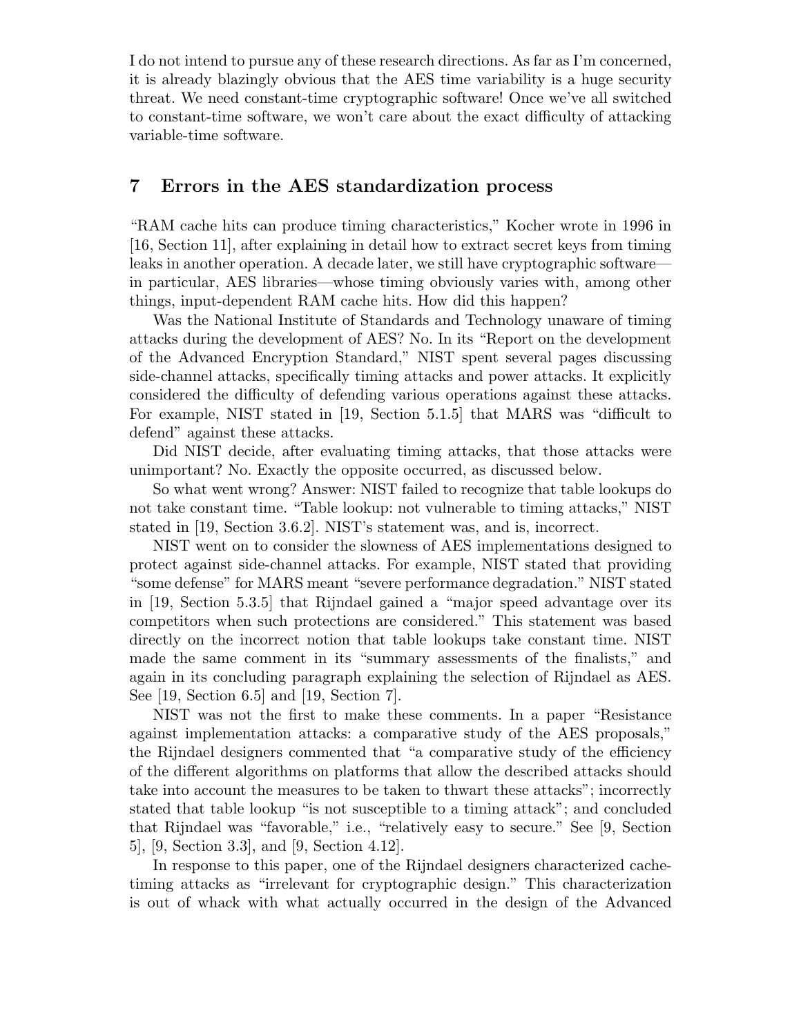I do not intend to pursue any of these research directions. As far as I'm concerned, it is already blazingly obvious that the AES time variability is a huge security threat. We need constant-time cryptographic software! Once we've all switched to constant-time software, we won't care about the exact difficulty of attacking variable-time software.

## 7 Errors in the AES standardization process

"RAM cache hits can produce timing characteristics," Kocher wrote in 1996 in [16, Section 11], after explaining in detail how to extract secret keys from timing leaks in another operation. A decade later, we still have cryptographic software—in particular, AES libraries—whose timing obviously varies with, among other things, input-dependent RAM cache hits. How did this happen?

Was the National Institute of Standards and Technology unaware of timing attacks during the development of AES? No. In its "Report on the development of the Advanced Encryption Standard," NIST spent several pages discussing side-channel attacks, specifically timing attacks and power attacks. It explicitly considered the difficulty of defending various operations against these attacks. For example, NIST stated in [19, Section 5.1.5] that MARS was "difficult to defend" against these attacks.

Did NIST decide, after evaluating timing attacks, that those attacks were unimportant? No. Exactly the opposite occurred, as discussed below.

So what went wrong? Answer: NIST failed to recognize that table lookups do not take constant time. "Table lookup: not vulnerable to timing attacks," NIST stated in [19, Section 3.6.2]. NIST's statement was, and is, incorrect.

NIST went on to consider the slowness of AES implementations designed to protect against side-channel attacks. For example, NIST stated that providing "some defense" for MARS meant "severe performance degradation." NIST stated in [19, Section 5.3.5] that Rijndael gained a "major speed advantage over its competitors when such protections are considered." This statement was based directly on the incorrect notion that table lookups take constant time. NIST made the same comment in its "summary assessments of the finalists," and again in its concluding paragraph explaining the selection of Rijndael as AES. See [19, Section 6.5] and [19, Section 7].

NIST was not the first to make these comments. In a paper "Resistance against implementation attacks: a comparative study of the AES proposals," the Rijndael designers commented that "a comparative study of the efficiency of the different algorithms on platforms that allow the described attacks should take into account the measures to be taken to thwart these attacks"; incorrectly stated that table lookup "is not susceptible to a timing attack"; and concluded that Rijndael was "favorable," i.e., "relatively easy to secure." See [9, Section 5], [9, Section 3.3], and [9, Section 4.12].

In response to this paper, one of the Rijndael designers characterized cache-timing attacks as "irrelevant for cryptographic design." This characterization is out of whack with what actually occurred in the design of the Advanced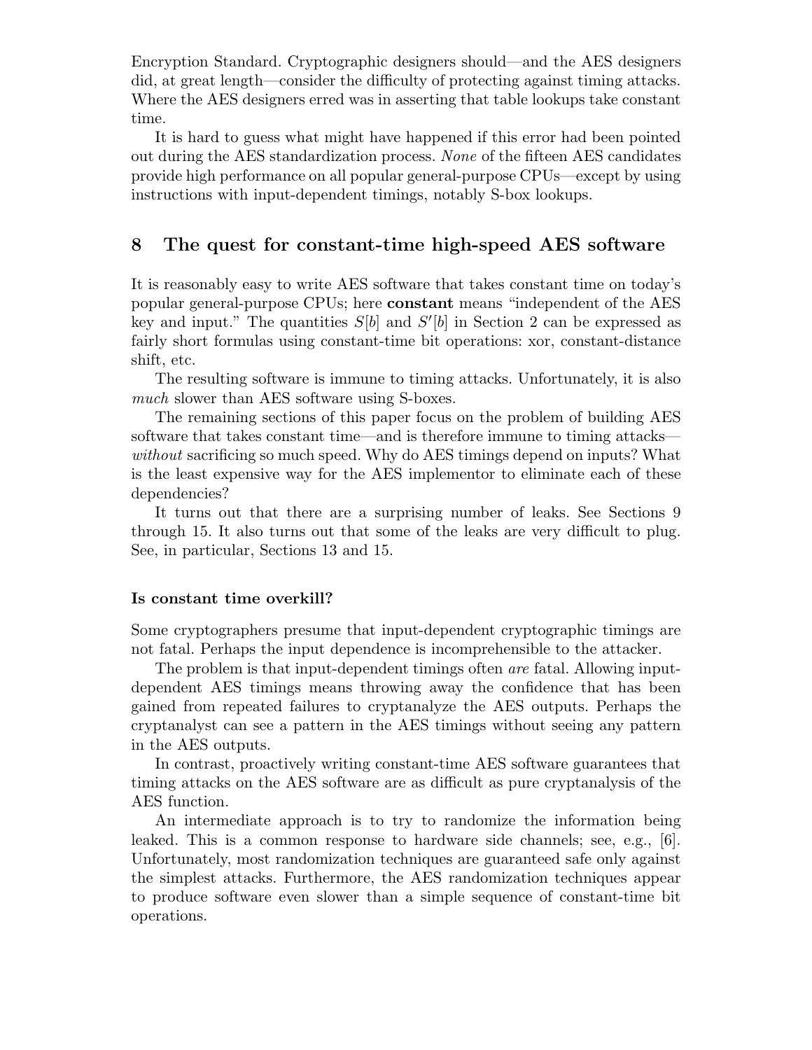Encryption Standard. Cryptographic designers should—and the AES designers did, at great length—consider the difficulty of protecting against timing attacks. Where the AES designers erred was in asserting that table lookups take constant time.

It is hard to guess what might have happened if this error had been pointed out during the AES standardization process. *None* of the fifteen AES candidates provide high performance on all popular general-purpose CPUs—except by using instructions with input-dependent timings, notably S-box lookups.

## 8 The quest for constant-time high-speed AES software

It is reasonably easy to write AES software that takes constant time on today's popular general-purpose CPUs; here **constant** means "independent of the AES key and input." The quantities $S[b]$ and $S'[b]$ in Section 2 can be expressed as fairly short formulas using constant-time bit operations: xor, constant-distance shift, etc.

The resulting software is immune to timing attacks. Unfortunately, it is also *much* slower than AES software using S-boxes.

The remaining sections of this paper focus on the problem of building AES software that takes constant time—and is therefore immune to timing attacks—*without* sacrificing so much speed. Why do AES timings depend on inputs? What is the least expensive way for the AES implementor to eliminate each of these dependencies?

It turns out that there are a surprising number of leaks. See Sections 9 through 15. It also turns out that some of the leaks are very difficult to plug. See, in particular, Sections 13 and 15.

### Is constant time overkill?

Some cryptographers presume that input-dependent cryptographic timings are not fatal. Perhaps the input dependence is incomprehensible to the attacker.

The problem is that input-dependent timings often *are* fatal. Allowing input-dependent AES timings means throwing away the confidence that has been gained from repeated failures to cryptanalyze the AES outputs. Perhaps the cryptanalyst can see a pattern in the AES timings without seeing any pattern in the AES outputs.

In contrast, proactively writing constant-time AES software guarantees that timing attacks on the AES software are as difficult as pure cryptanalysis of the AES function.

An intermediate approach is to try to randomize the information being leaked. This is a common response to hardware side channels; see, e.g., [6]. Unfortunately, most randomization techniques are guaranteed safe only against the simplest attacks. Furthermore, the AES randomization techniques appear to produce software even slower than a simple sequence of constant-time bit operations.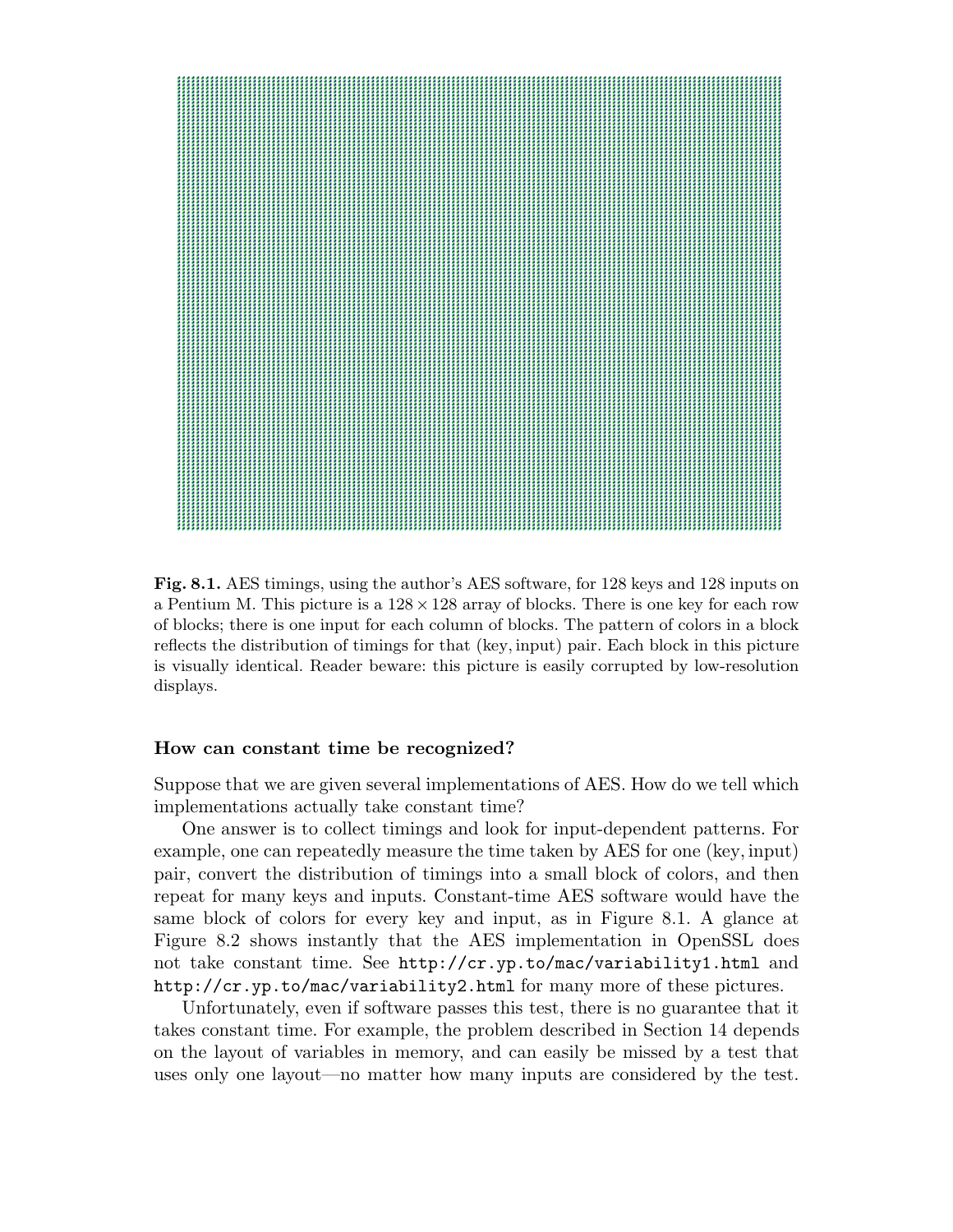**Fig. 8.1.** AES timings, using the author's AES software, for 128 keys and 128 inputs on a Pentium M. This picture is a $128 \times 128$ array of blocks. There is one key for each row of blocks; there is one input for each column of blocks. The pattern of colors in a block reflects the distribution of timings for that (key, input) pair. Each block in this picture is visually identical. Reader beware: this picture is easily corrupted by low-resolution displays.

### How can constant time be recognized?

Suppose that we are given several implementations of AES. How do we tell which implementations actually take constant time?

One answer is to collect timings and look for input-dependent patterns. For example, one can repeatedly measure the time taken by AES for one (key, input) pair, convert the distribution of timings into a small block of colors, and then repeat for many keys and inputs. Constant-time AES software would have the same block of colors for every key and input, as in Figure 8.1. A glance at Figure 8.2 shows instantly that the AES implementation in OpenSSL does not take constant time. See `http://cr.yp.to/mac/variability1.html` and `http://cr.yp.to/mac/variability2.html` for many more of these pictures.

Unfortunately, even if software passes this test, there is no guarantee that it takes constant time. For example, the problem described in Section 14 depends on the layout of variables in memory, and can easily be missed by a test that uses only one layout—no matter how many inputs are considered by the test.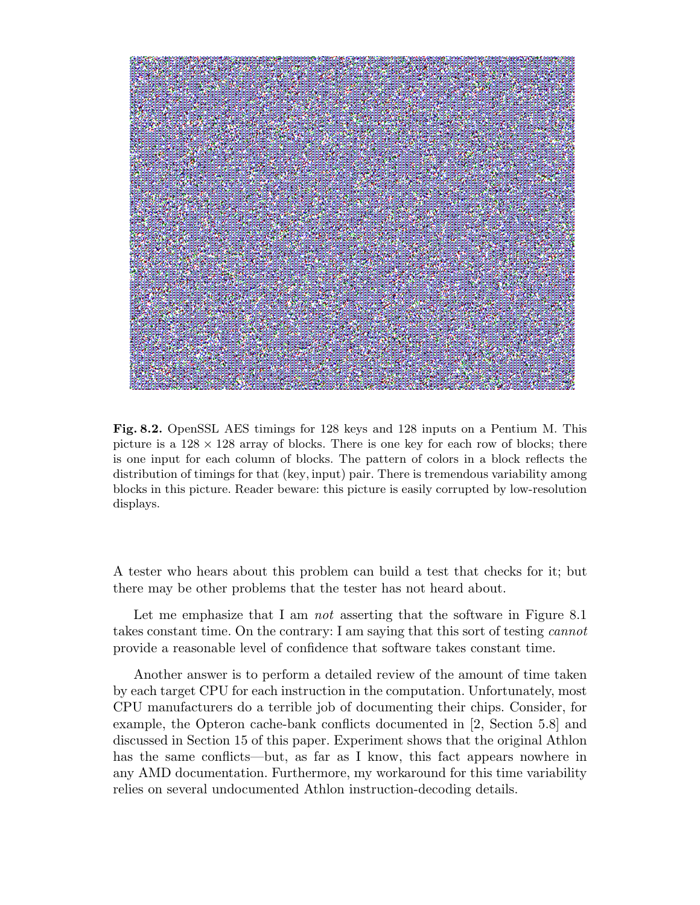**Fig. 8.2.** OpenSSL AES timings for 128 keys and 128 inputs on a Pentium M. This picture is a $128 \times 128$ array of blocks. There is one key for each row of blocks; there is one input for each column of blocks. The pattern of colors in a block reflects the distribution of timings for that (key, input) pair. There is tremendous variability among blocks in this picture. Reader beware: this picture is easily corrupted by low-resolution displays.

A tester who hears about this problem can build a test that checks for it; but there may be other problems that the tester has not heard about.

Let me emphasize that I am *not* asserting that the software in Figure 8.1 takes constant time. On the contrary: I am saying that this sort of testing *cannot* provide a reasonable level of confidence that software takes constant time.

Another answer is to perform a detailed review of the amount of time taken by each target CPU for each instruction in the computation. Unfortunately, most CPU manufacturers do a terrible job of documenting their chips. Consider, for example, the Opteron cache-bank conflicts documented in [2, Section 5.8] and discussed in Section 15 of this paper. Experiment shows that the original Athlon has the same conflicts—but, as far as I know, this fact appears nowhere in any AMD documentation. Furthermore, my workaround for this time variability relies on several undocumented Athlon instruction-decoding details.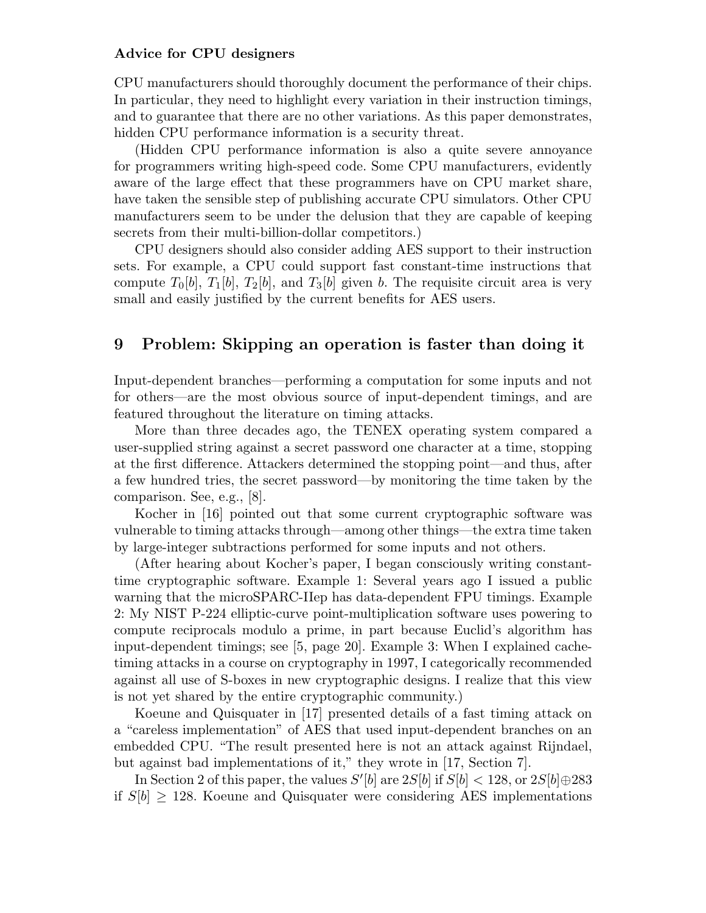### Advice for CPU designers

CPU manufacturers should thoroughly document the performance of their chips. In particular, they need to highlight every variation in their instruction timings, and to guarantee that there are no other variations. As this paper demonstrates, hidden CPU performance information is a security threat.

(Hidden CPU performance information is also a quite severe annoyance for programmers writing high-speed code. Some CPU manufacturers, evidently aware of the large effect that these programmers have on CPU market share, have taken the sensible step of publishing accurate CPU simulators. Other CPU manufacturers seem to be under the delusion that they are capable of keeping secrets from their multi-billion-dollar competitors.)

CPU designers should also consider adding AES support to their instruction sets. For example, a CPU could support fast constant-time instructions that compute $T_0[b]$, $T_1[b]$, $T_2[b]$, and $T_3[b]$ given $b$. The requisite circuit area is very small and easily justified by the current benefits for AES users.

## 9 Problem: Skipping an operation is faster than doing it

Input-dependent branches—performing a computation for some inputs and not for others—are the most obvious source of input-dependent timings, and are featured throughout the literature on timing attacks.

More than three decades ago, the TENEX operating system compared a user-supplied string against a secret password one character at a time, stopping at the first difference. Attackers determined the stopping point—and thus, after a few hundred tries, the secret password—by monitoring the time taken by the comparison. See, e.g., [8].

Kocher in [16] pointed out that some current cryptographic software was vulnerable to timing attacks through—among other things—the extra time taken by large-integer subtractions performed for some inputs and not others.

(After hearing about Kocher's paper, I began consciously writing constant-time cryptographic software. Example 1: Several years ago I issued a public warning that the microSPARC-IIep has data-dependent FPU timings. Example 2: My NIST P-224 elliptic-curve point-multiplication software uses powering to compute reciprocals modulo a prime, in part because Euclid's algorithm has input-dependent timings; see [5, page 20]. Example 3: When I explained cache-timing attacks in a course on cryptography in 1997, I categorically recommended against all use of S-boxes in new cryptographic designs. I realize that this view is not yet shared by the entire cryptographic community.)

Koeune and Quisquater in [17] presented details of a fast timing attack on a "careless implementation" of AES that used input-dependent branches on an embedded CPU. "The result presented here is not an attack against Rijndael, but against bad implementations of it," they wrote in [17, Section 7].

In Section 2 of this paper, the values $S'[b]$ are $2S[b]$ if $S[b] < 128$, or $2S[b] \oplus 283$ if $S[b] \geq 128$. Koeune and Quisquater were considering AES implementations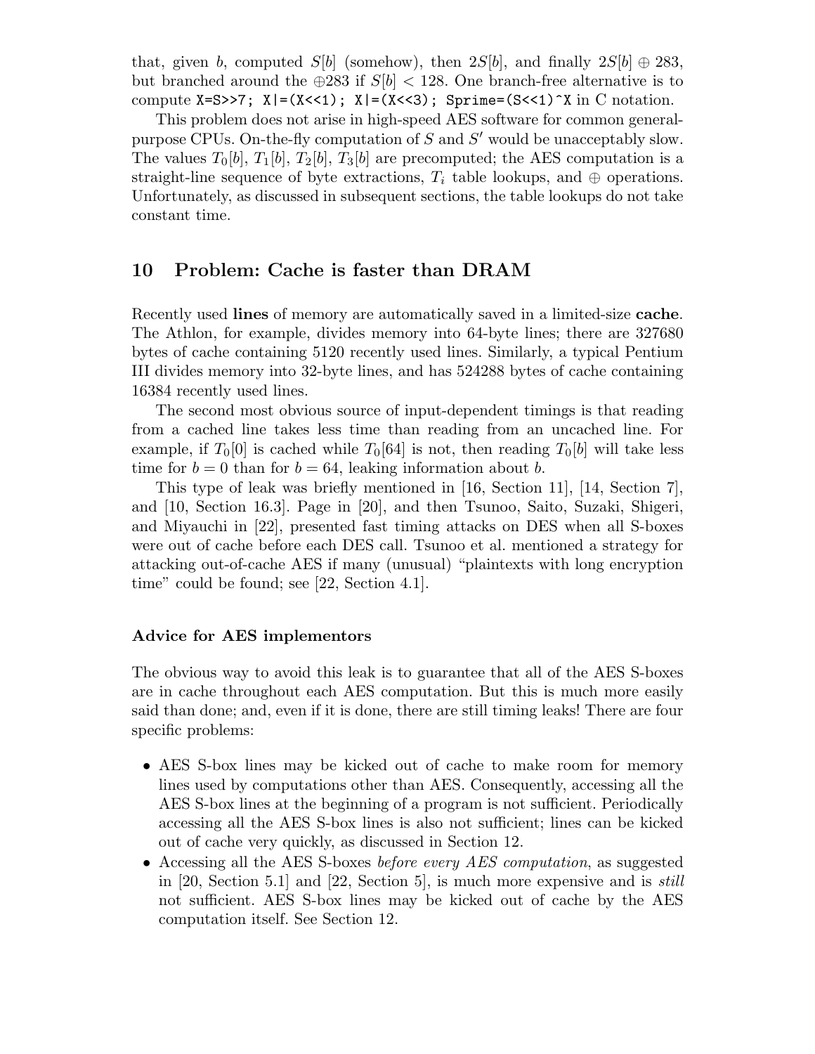that, given $b$, computed $S[b]$ (somehow), then $2S[b]$, and finally $2S[b] \oplus 283$, but branched around the $\oplus 283$ if $S[b] < 128$. One branch-free alternative is to compute `X=S>>7; X|=(X<<1); X|=(X<<3); Sprime=(S<<1)^X` in C notation.

This problem does not arise in high-speed AES software for common general-purpose CPUs. On-the-fly computation of $S$ and $S'$ would be unacceptably slow. The values $T_0[b]$, $T_1[b]$, $T_2[b]$, $T_3[b]$ are precomputed; the AES computation is a straight-line sequence of byte extractions, $T_i$ table lookups, and $\oplus$ operations. Unfortunately, as discussed in subsequent sections, the table lookups do not take constant time.

## 10 Problem: Cache is faster than DRAM

Recently used **lines** of memory are automatically saved in a limited-size **cache**. The Athlon, for example, divides memory into 64-byte lines; there are 327680 bytes of cache containing 5120 recently used lines. Similarly, a typical Pentium III divides memory into 32-byte lines, and has 524288 bytes of cache containing 16384 recently used lines.

The second most obvious source of input-dependent timings is that reading from a cached line takes less time than reading from an uncached line. For example, if $T_0[0]$ is cached while $T_0[64]$ is not, then reading $T_0[b]$ will take less time for $b = 0$ than for $b = 64$, leaking information about $b$.

This type of leak was briefly mentioned in [16, Section 11], [14, Section 7], and [10, Section 16.3]. Page in [20], and then Tsunoo, Saito, Suzaki, Shigeri, and Miyauchi in [22], presented fast timing attacks on DES when all S-boxes were out of cache before each DES call. Tsunoo et al. mentioned a strategy for attacking out-of-cache AES if many (unusual) "plaintexts with long encryption time" could be found; see [22, Section 4.1].

### Advice for AES implementors

The obvious way to avoid this leak is to guarantee that all of the AES S-boxes are in cache throughout each AES computation. But this is much more easily said than done; and, even if it is done, there are still timing leaks! There are four specific problems:

- AES S-box lines may be kicked out of cache to make room for memory lines used by computations other than AES. Consequently, accessing all the AES S-box lines at the beginning of a program is not sufficient. Periodically accessing all the AES S-box lines is also not sufficient; lines can be kicked out of cache very quickly, as discussed in Section 12.
- Accessing all the AES S-boxes *before every AES computation*, as suggested in [20, Section 5.1] and [22, Section 5], is much more expensive and is *still* not sufficient. AES S-box lines may be kicked out of cache by the AES computation itself. See Section 12.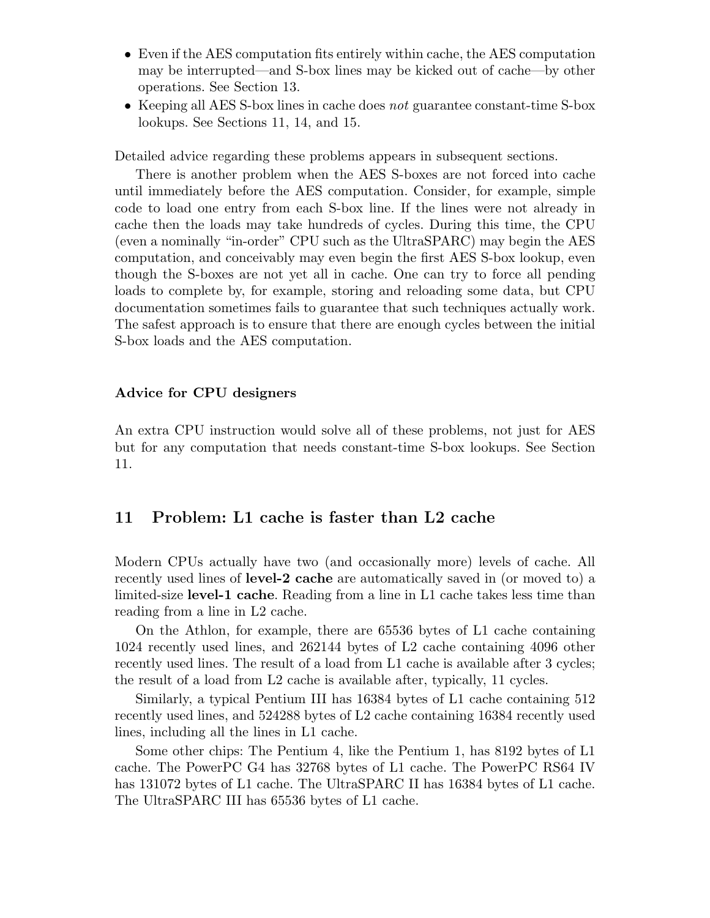- Even if the AES computation fits entirely within cache, the AES computation may be interrupted—and S-box lines may be kicked out of cache—by other operations. See Section 13.
- Keeping all AES S-box lines in cache does *not* guarantee constant-time S-box lookups. See Sections 11, 14, and 15.

Detailed advice regarding these problems appears in subsequent sections.

There is another problem when the AES S-boxes are not forced into cache until immediately before the AES computation. Consider, for example, simple code to load one entry from each S-box line. If the lines were not already in cache then the loads may take hundreds of cycles. During this time, the CPU (even a nominally "in-order" CPU such as the UltraSPARC) may begin the AES computation, and conceivably may even begin the first AES S-box lookup, even though the S-boxes are not yet all in cache. One can try to force all pending loads to complete by, for example, storing and reloading some data, but CPU documentation sometimes fails to guarantee that such techniques actually work. The safest approach is to ensure that there are enough cycles between the initial S-box loads and the AES computation.

#### Advice for CPU designers

An extra CPU instruction would solve all of these problems, not just for AES but for any computation that needs constant-time S-box lookups. See Section 11.

## 11 Problem: L1 cache is faster than L2 cache

Modern CPUs actually have two (and occasionally more) levels of cache. All recently used lines of **level-2 cache** are automatically saved in (or moved to) a limited-size **level-1 cache**. Reading from a line in L1 cache takes less time than reading from a line in L2 cache.

On the Athlon, for example, there are 65536 bytes of L1 cache containing 1024 recently used lines, and 262144 bytes of L2 cache containing 4096 other recently used lines. The result of a load from L1 cache is available after 3 cycles; the result of a load from L2 cache is available after, typically, 11 cycles.

Similarly, a typical Pentium III has 16384 bytes of L1 cache containing 512 recently used lines, and 524288 bytes of L2 cache containing 16384 recently used lines, including all the lines in L1 cache.

Some other chips: The Pentium 4, like the Pentium 1, has 8192 bytes of L1 cache. The PowerPC G4 has 32768 bytes of L1 cache. The PowerPC RS64 IV has 131072 bytes of L1 cache. The UltraSPARC II has 16384 bytes of L1 cache. The UltraSPARC III has 65536 bytes of L1 cache.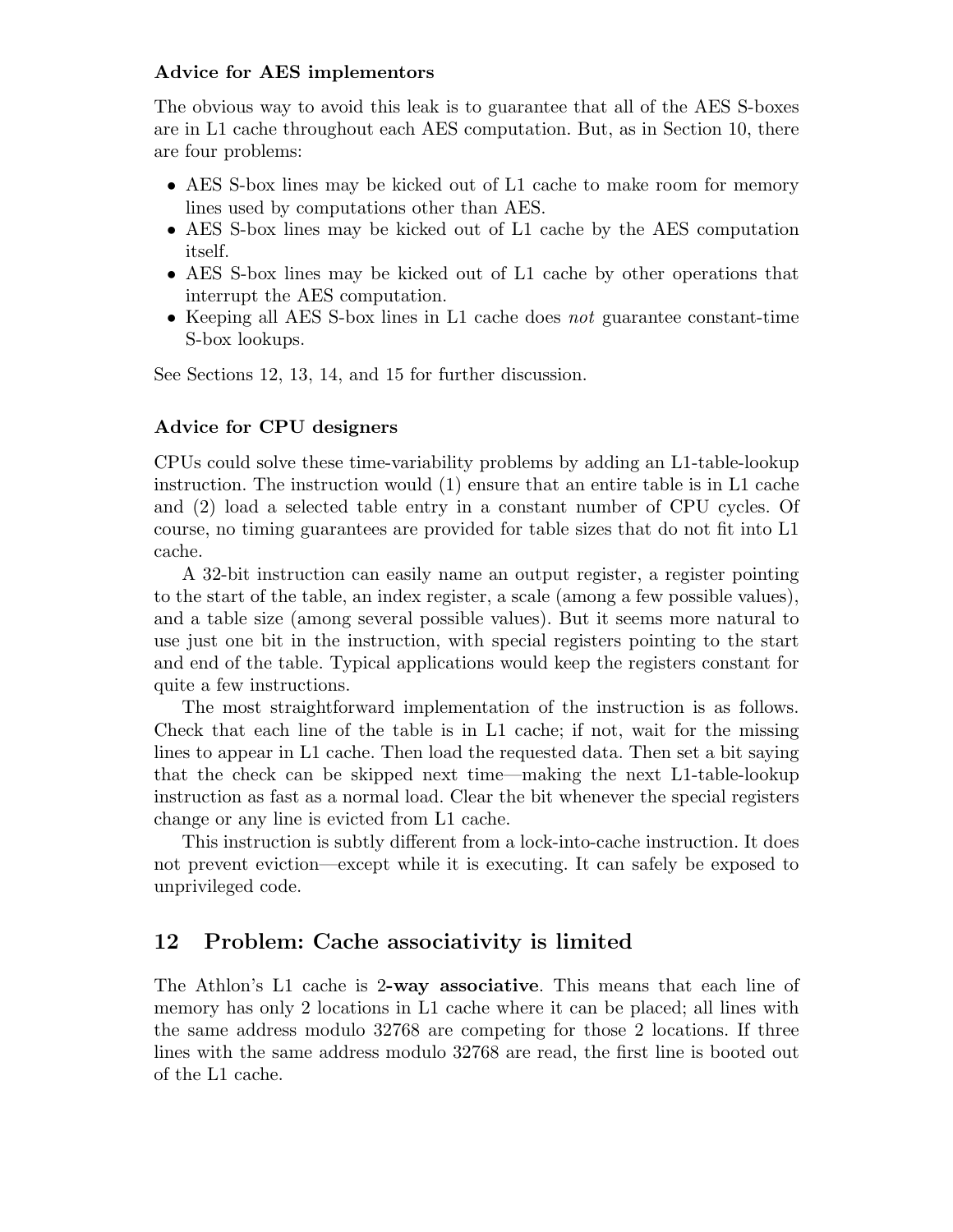### Advice for AES implementors

The obvious way to avoid this leak is to guarantee that all of the AES S-boxes are in L1 cache throughout each AES computation. But, as in Section 10, there are four problems:

- AES S-box lines may be kicked out of L1 cache to make room for memory lines used by computations other than AES.
- AES S-box lines may be kicked out of L1 cache by the AES computation itself.
- AES S-box lines may be kicked out of L1 cache by other operations that interrupt the AES computation.
- Keeping all AES S-box lines in L1 cache does *not* guarantee constant-time S-box lookups.

See Sections 12, 13, 14, and 15 for further discussion.

### Advice for CPU designers

CPUs could solve these time-variability problems by adding an L1-table-lookup instruction. The instruction would (1) ensure that an entire table is in L1 cache and (2) load a selected table entry in a constant number of CPU cycles. Of course, no timing guarantees are provided for table sizes that do not fit into L1 cache.

A 32-bit instruction can easily name an output register, a register pointing to the start of the table, an index register, a scale (among a few possible values), and a table size (among several possible values). But it seems more natural to use just one bit in the instruction, with special registers pointing to the start and end of the table. Typical applications would keep the registers constant for quite a few instructions.

The most straightforward implementation of the instruction is as follows. Check that each line of the table is in L1 cache; if not, wait for the missing lines to appear in L1 cache. Then load the requested data. Then set a bit saying that the check can be skipped next time—making the next L1-table-lookup instruction as fast as a normal load. Clear the bit whenever the special registers change or any line is evicted from L1 cache.

This instruction is subtly different from a lock-into-cache instruction. It does not prevent eviction—except while it is executing. It can safely be exposed to unprivileged code.

## 12 Problem: Cache associativity is limited

The Athlon's L1 cache is **2-way associative**. This means that each line of memory has only 2 locations in L1 cache where it can be placed; all lines with the same address modulo 32768 are competing for those 2 locations. If three lines with the same address modulo 32768 are read, the first line is booted out of the L1 cache.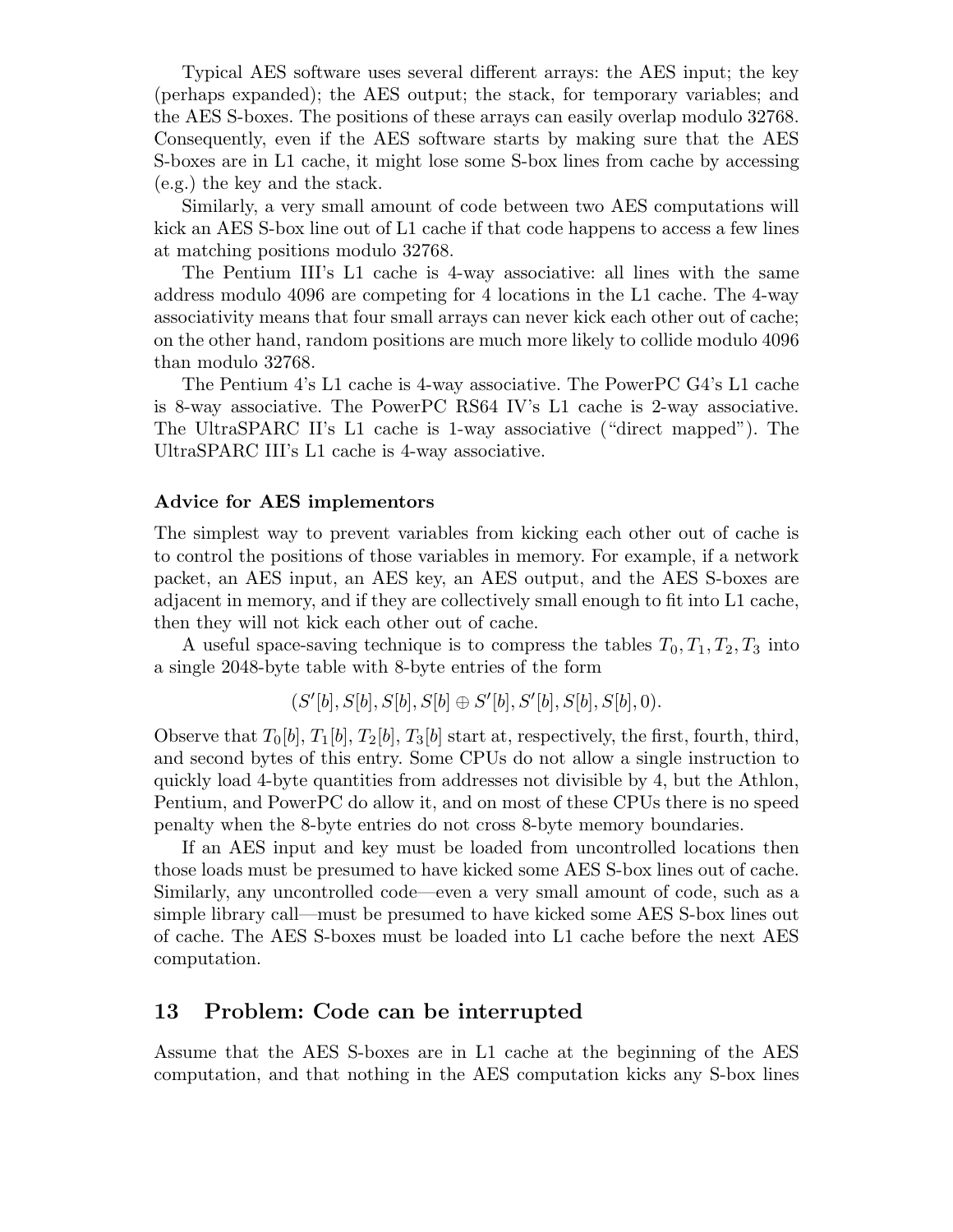Typical AES software uses several different arrays: the AES input; the key (perhaps expanded); the AES output; the stack, for temporary variables; and the AES S-boxes. The positions of these arrays can easily overlap modulo 32768. Consequently, even if the AES software starts by making sure that the AES S-boxes are in L1 cache, it might lose some S-box lines from cache by accessing (e.g.) the key and the stack.

Similarly, a very small amount of code between two AES computations will kick an AES S-box line out of L1 cache if that code happens to access a few lines at matching positions modulo 32768.

The Pentium III's L1 cache is 4-way associative: all lines with the same address modulo 4096 are competing for 4 locations in the L1 cache. The 4-way associativity means that four small arrays can never kick each other out of cache; on the other hand, random positions are much more likely to collide modulo 4096 than modulo 32768.

The Pentium 4's L1 cache is 4-way associative. The PowerPC G4's L1 cache is 8-way associative. The PowerPC RS64 IV's L1 cache is 2-way associative. The UltraSPARC II's L1 cache is 1-way associative ("direct mapped"). The UltraSPARC III's L1 cache is 4-way associative.

**Advice for AES implementors**

The simplest way to prevent variables from kicking each other out of cache is to control the positions of those variables in memory. For example, if a network packet, an AES input, an AES key, an AES output, and the AES S-boxes are adjacent in memory, and if they are collectively small enough to fit into L1 cache, then they will not kick each other out of cache.

A useful space-saving technique is to compress the tables $T_0, T_1, T_2, T_3$ into a single 2048-byte table with 8-byte entries of the form

$$(S'[b], S[b], S[b], S[b] \oplus S'[b], S'[b], S[b], S[b], 0).$$

Observe that $T_0[b]$, $T_1[b]$, $T_2[b]$, $T_3[b]$ start at, respectively, the first, fourth, third, and second bytes of this entry. Some CPUs do not allow a single instruction to quickly load 4-byte quantities from addresses not divisible by 4, but the Athlon, Pentium, and PowerPC do allow it, and on most of these CPUs there is no speed penalty when the 8-byte entries do not cross 8-byte memory boundaries.

If an AES input and key must be loaded from uncontrolled locations then those loads must be presumed to have kicked some AES S-box lines out of cache. Similarly, any uncontrolled code—even a very small amount of code, such as a simple library call—must be presumed to have kicked some AES S-box lines out of cache. The AES S-boxes must be loaded into L1 cache before the next AES computation.

## 13 Problem: Code can be interrupted

Assume that the AES S-boxes are in L1 cache at the beginning of the AES computation, and that nothing in the AES computation kicks any S-box lines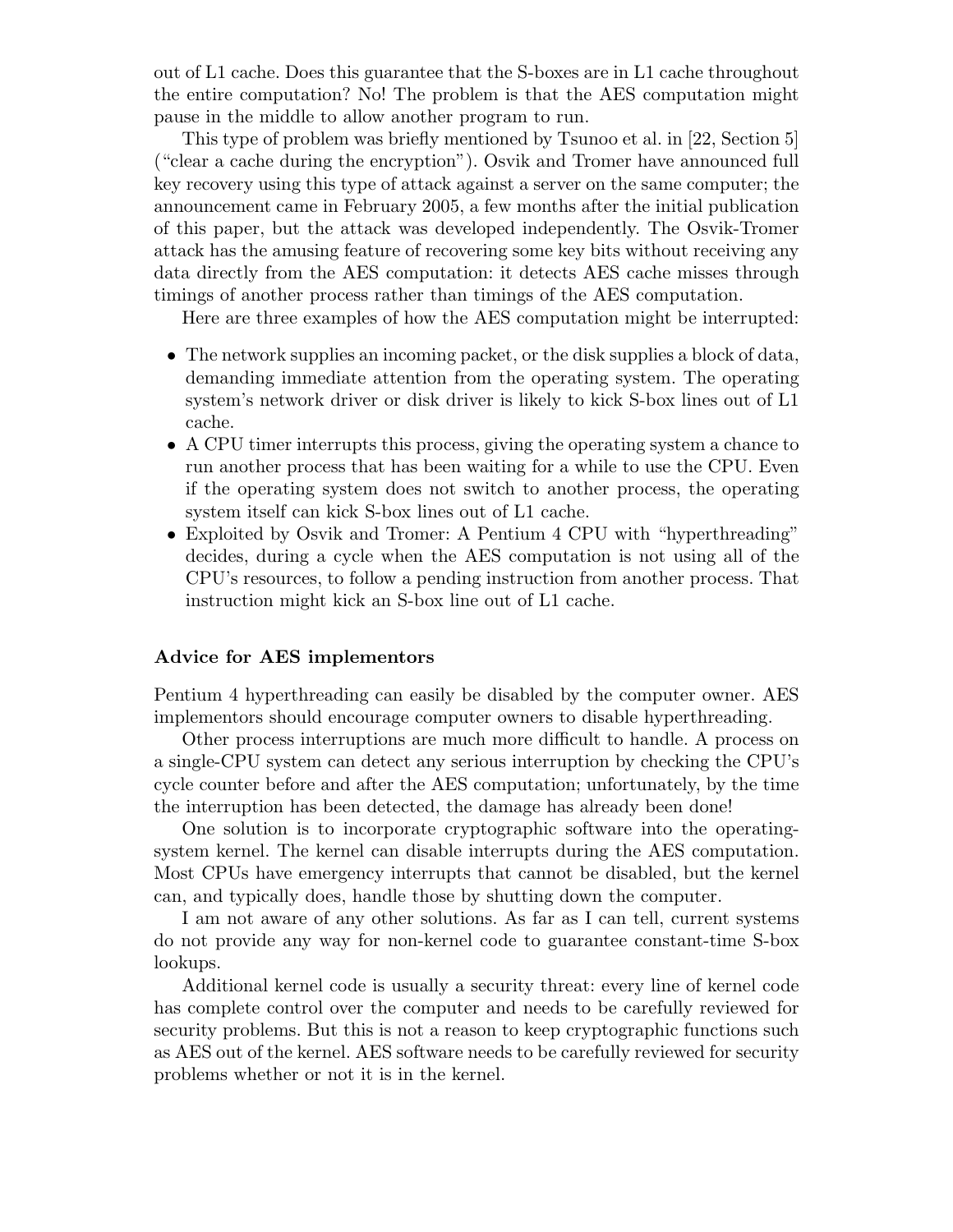out of L1 cache. Does this guarantee that the S-boxes are in L1 cache throughout the entire computation? No! The problem is that the AES computation might pause in the middle to allow another program to run.

This type of problem was briefly mentioned by Tsunoo et al. in [22, Section 5] ("clear a cache during the encryption"). Osvik and Tromer have announced full key recovery using this type of attack against a server on the same computer; the announcement came in February 2005, a few months after the initial publication of this paper, but the attack was developed independently. The Osvik-Tromer attack has the amusing feature of recovering some key bits without receiving any data directly from the AES computation: it detects AES cache misses through timings of another process rather than timings of the AES computation.

Here are three examples of how the AES computation might be interrupted:

- The network supplies an incoming packet, or the disk supplies a block of data, demanding immediate attention from the operating system. The operating system's network driver or disk driver is likely to kick S-box lines out of L1 cache.
- A CPU timer interrupts this process, giving the operating system a chance to run another process that has been waiting for a while to use the CPU. Even if the operating system does not switch to another process, the operating system itself can kick S-box lines out of L1 cache.
- Exploited by Osvik and Tromer: A Pentium 4 CPU with "hyperthreading" decides, during a cycle when the AES computation is not using all of the CPU's resources, to follow a pending instruction from another process. That instruction might kick an S-box line out of L1 cache.

**Advice for AES implementors**

Pentium 4 hyperthreading can easily be disabled by the computer owner. AES implementors should encourage computer owners to disable hyperthreading.

Other process interruptions are much more difficult to handle. A process on a single-CPU system can detect any serious interruption by checking the CPU's cycle counter before and after the AES computation; unfortunately, by the time the interruption has been detected, the damage has already been done!

One solution is to incorporate cryptographic software into the operating-system kernel. The kernel can disable interrupts during the AES computation. Most CPUs have emergency interrupts that cannot be disabled, but the kernel can, and typically does, handle those by shutting down the computer.

I am not aware of any other solutions. As far as I can tell, current systems do not provide any way for non-kernel code to guarantee constant-time S-box lookups.

Additional kernel code is usually a security threat: every line of kernel code has complete control over the computer and needs to be carefully reviewed for security problems. But this is not a reason to keep cryptographic functions such as AES out of the kernel. AES software needs to be carefully reviewed for security problems whether or not it is in the kernel.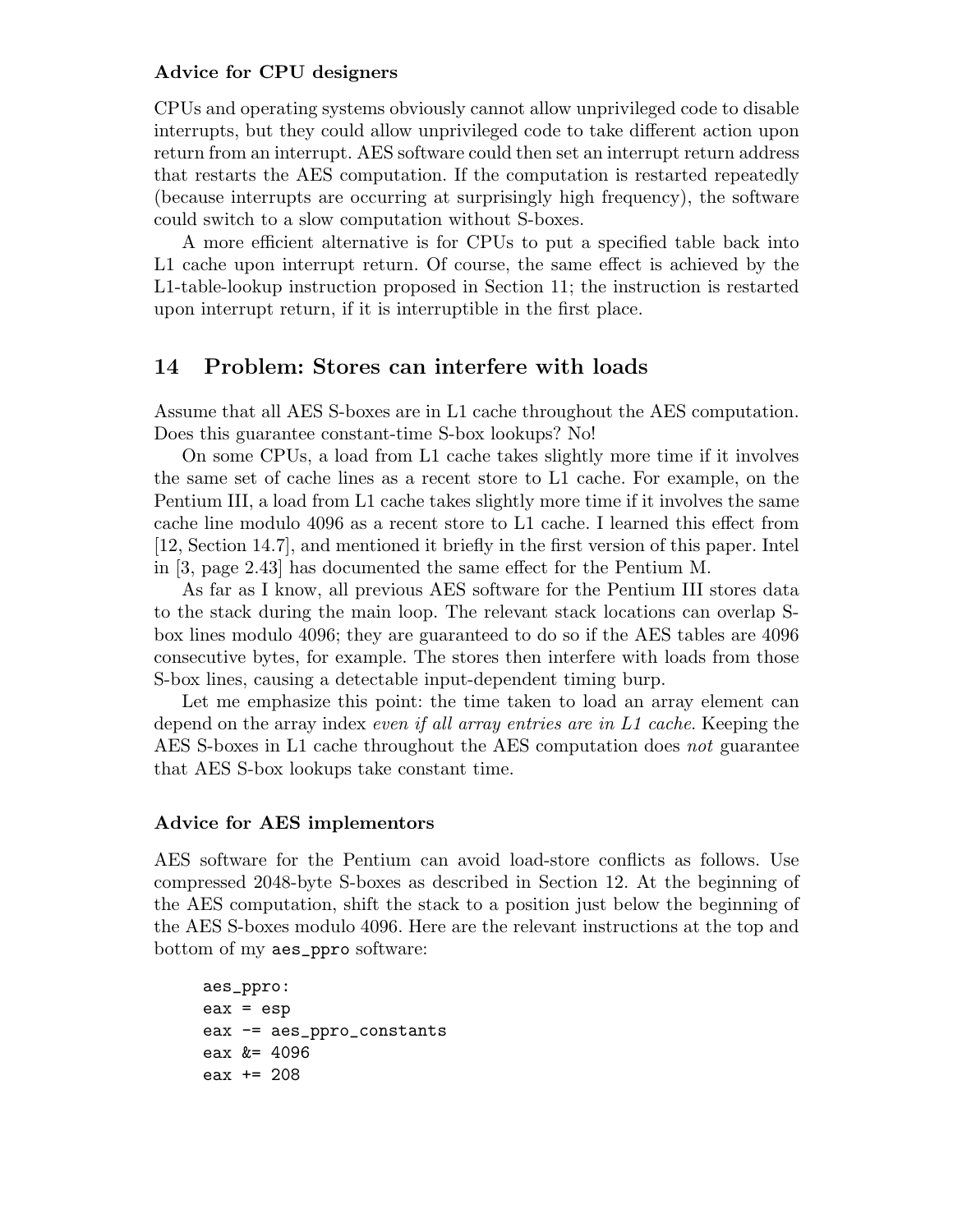**Advice for CPU designers**

CPUs and operating systems obviously cannot allow unprivileged code to disable interrupts, but they could allow unprivileged code to take different action upon return from an interrupt. AES software could then set an interrupt return address that restarts the AES computation. If the computation is restarted repeatedly (because interrupts are occurring at surprisingly high frequency), the software could switch to a slow computation without S-boxes.

A more efficient alternative is for CPUs to put a specified table back into L1 cache upon interrupt return. Of course, the same effect is achieved by the L1-table-lookup instruction proposed in Section 11; the instruction is restarted upon interrupt return, if it is interruptible in the first place.

## 14 Problem: Stores can interfere with loads

Assume that all AES S-boxes are in L1 cache throughout the AES computation. Does this guarantee constant-time S-box lookups? No!

On some CPUs, a load from L1 cache takes slightly more time if it involves the same set of cache lines as a recent store to L1 cache. For example, on the Pentium III, a load from L1 cache takes slightly more time if it involves the same cache line modulo 4096 as a recent store to L1 cache. I learned this effect from [12, Section 14.7], and mentioned it briefly in the first version of this paper. Intel in [3, page 2.43] has documented the same effect for the Pentium M.

As far as I know, all previous AES software for the Pentium III stores data to the stack during the main loop. The relevant stack locations can overlap S-box lines modulo 4096; they are guaranteed to do so if the AES tables are 4096 consecutive bytes, for example. The stores then interfere with loads from those S-box lines, causing a detectable input-dependent timing burp.

Let me emphasize this point: the time taken to load an array element can depend on the array index *even if all array entries are in L1 cache*. Keeping the AES S-boxes in L1 cache throughout the AES computation does *not* guarantee that AES S-box lookups take constant time.

**Advice for AES implementors**

AES software for the Pentium can avoid load-store conflicts as follows. Use compressed 2048-byte S-boxes as described in Section 12. At the beginning of the AES computation, shift the stack to a position just below the beginning of the AES S-boxes modulo 4096. Here are the relevant instructions at the top and bottom of my `aes_ppro` software:

```
aes_ppro:
eax = esp
eax -= aes_ppro_constants
eax &= 4096
eax += 208
```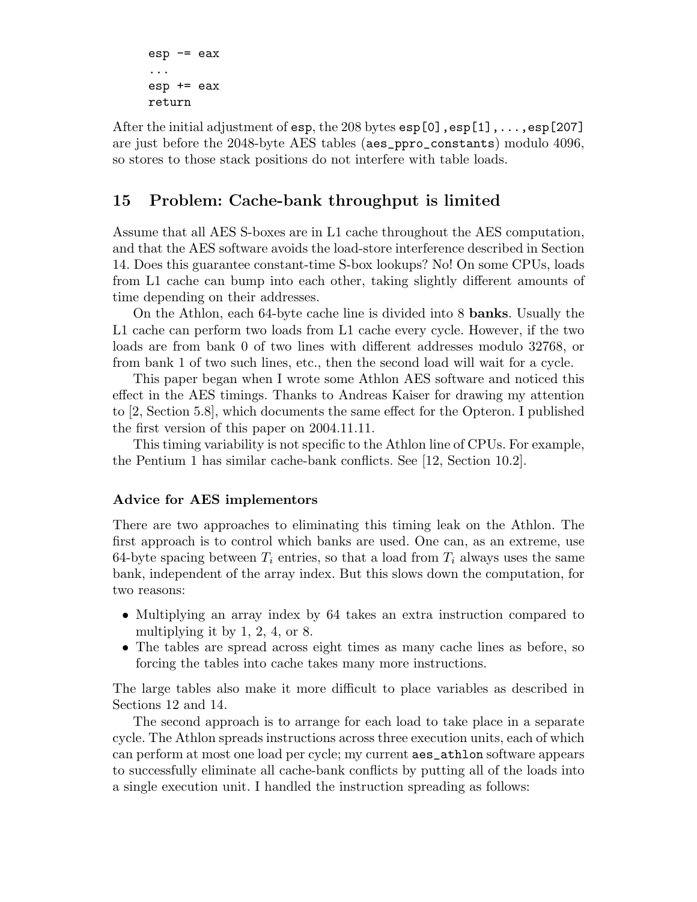```
esp -= eax
...
esp += eax
return
```

After the initial adjustment of `esp`, the 208 bytes `esp[0],esp[1],...,esp[207]` are just before the 2048-byte AES tables (`aes_ppro_constants`) modulo 4096, so stores to those stack positions do not interfere with table loads.

## 15 Problem: Cache-bank throughput is limited

Assume that all AES S-boxes are in L1 cache throughout the AES computation, and that the AES software avoids the load-store interference described in Section 14. Does this guarantee constant-time S-box lookups? No! On some CPUs, loads from L1 cache can bump into each other, taking slightly different amounts of time depending on their addresses.

On the Athlon, each 64-byte cache line is divided into 8 **banks**. Usually the L1 cache can perform two loads from L1 cache every cycle. However, if the two loads are from bank 0 of two lines with different addresses modulo 32768, or from bank 1 of two such lines, etc., then the second load will wait for a cycle.

This paper began when I wrote some Athlon AES software and noticed this effect in the AES timings. Thanks to Andreas Kaiser for drawing my attention to [2, Section 5.8], which documents the same effect for the Opteron. I published the first version of this paper on 2004.11.11.

This timing variability is not specific to the Athlon line of CPUs. For example, the Pentium 1 has similar cache-bank conflicts. See [12, Section 10.2].

### Advice for AES implementors

There are two approaches to eliminating this timing leak on the Athlon. The first approach is to control which banks are used. One can, as an extreme, use 64-byte spacing between $T_i$ entries, so that a load from $T_i$ always uses the same bank, independent of the array index. But this slows down the computation, for two reasons:

- Multiplying an array index by 64 takes an extra instruction compared to multiplying it by 1, 2, 4, or 8.
- The tables are spread across eight times as many cache lines as before, so forcing the tables into cache takes many more instructions.

The large tables also make it more difficult to place variables as described in Sections 12 and 14.

The second approach is to arrange for each load to take place in a separate cycle. The Athlon spreads instructions across three execution units, each of which can perform at most one load per cycle; my current `aes_athlon` software appears to successfully eliminate all cache-bank conflicts by putting all of the loads into a single execution unit. I handled the instruction spreading as follows: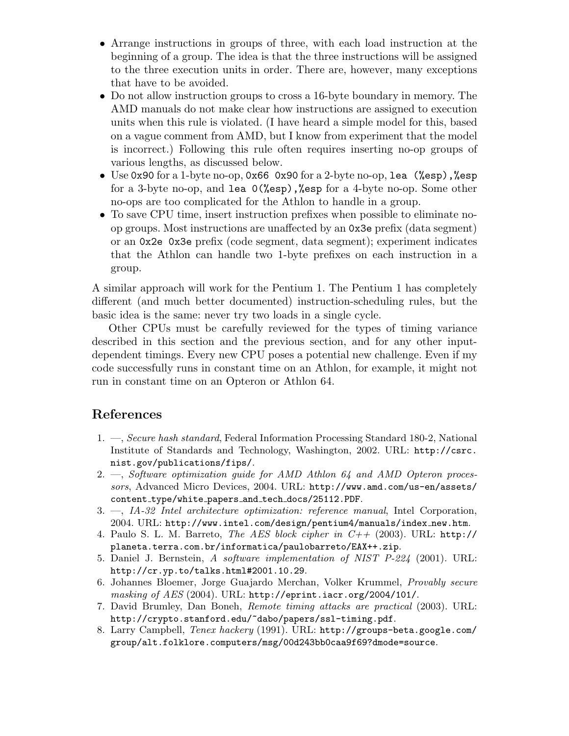- Arrange instructions in groups of three, with each load instruction at the beginning of a group. The idea is that the three instructions will be assigned to the three execution units in order. There are, however, many exceptions that have to be avoided.
- Do not allow instruction groups to cross a 16-byte boundary in memory. The AMD manuals do not make clear how instructions are assigned to execution units when this rule is violated. (I have heard a simple model for this, based on a vague comment from AMD, but I know from experiment that the model is incorrect.) Following this rule often requires inserting no-op groups of various lengths, as discussed below.
- Use `0x90` for a 1-byte no-op, `0x66 0x90` for a 2-byte no-op, `lea (%esp),%esp` for a 3-byte no-op, and `lea 0(%esp),%esp` for a 4-byte no-op. Some other no-ops are too complicated for the Athlon to handle in a group.
- To save CPU time, insert instruction prefixes when possible to eliminate no-op groups. Most instructions are unaffected by an `0x3e` prefix (data segment) or an `0x2e 0x3e` prefix (code segment, data segment); experiment indicates that the Athlon can handle two 1-byte prefixes on each instruction in a group.

A similar approach will work for the Pentium 1. The Pentium 1 has completely different (and much better documented) instruction-scheduling rules, but the basic idea is the same: never try two loads in a single cycle.

Other CPUs must be carefully reviewed for the types of timing variance described in this section and the previous section, and for any other input-dependent timings. Every new CPU poses a potential new challenge. Even if my code successfully runs in constant time on an Athlon, for example, it might not run in constant time on an Opteron or Athlon 64.

## References

1. —, *Secure hash standard*, Federal Information Processing Standard 180-2, National Institute of Standards and Technology, Washington, 2002. URL: `http://csrc.nist.gov/publications/fips/`.
2. —, *Software optimization guide for AMD Athlon 64 and AMD Opteron processors*, Advanced Micro Devices, 2004. URL: `http://www.amd.com/us-en/assets/content_type/white_papers_and_tech_docs/25112.PDF`.
3. —, *IA-32 Intel architecture optimization: reference manual*, Intel Corporation, 2004. URL: `http://www.intel.com/design/pentium4/manuals/index_new.htm`.
4. Paulo S. L. M. Barreto, *The AES block cipher in C++* (2003). URL: `http://planeta.terra.com.br/informatica/paulobarreto/EAX++.zip`.
5. Daniel J. Bernstein, *A software implementation of NIST P-224* (2001). URL: `http://cr.yp.to/talks.html#2001.10.29`.
6. Johannes Bloemer, Jorge Guajardo Merchan, Volker Krummel, *Provably secure masking of AES* (2004). URL: `http://eprint.iacr.org/2004/101/`.
7. David Brumley, Dan Boneh, *Remote timing attacks are practical* (2003). URL: `http://crypto.stanford.edu/~dabo/papers/ssl-timing.pdf`.
8. Larry Campbell, *Tenex hackery* (1991). URL: `http://groups-beta.google.com/group/alt.folklore.computers/msg/00d243bb0caa9f69?dmode=source`.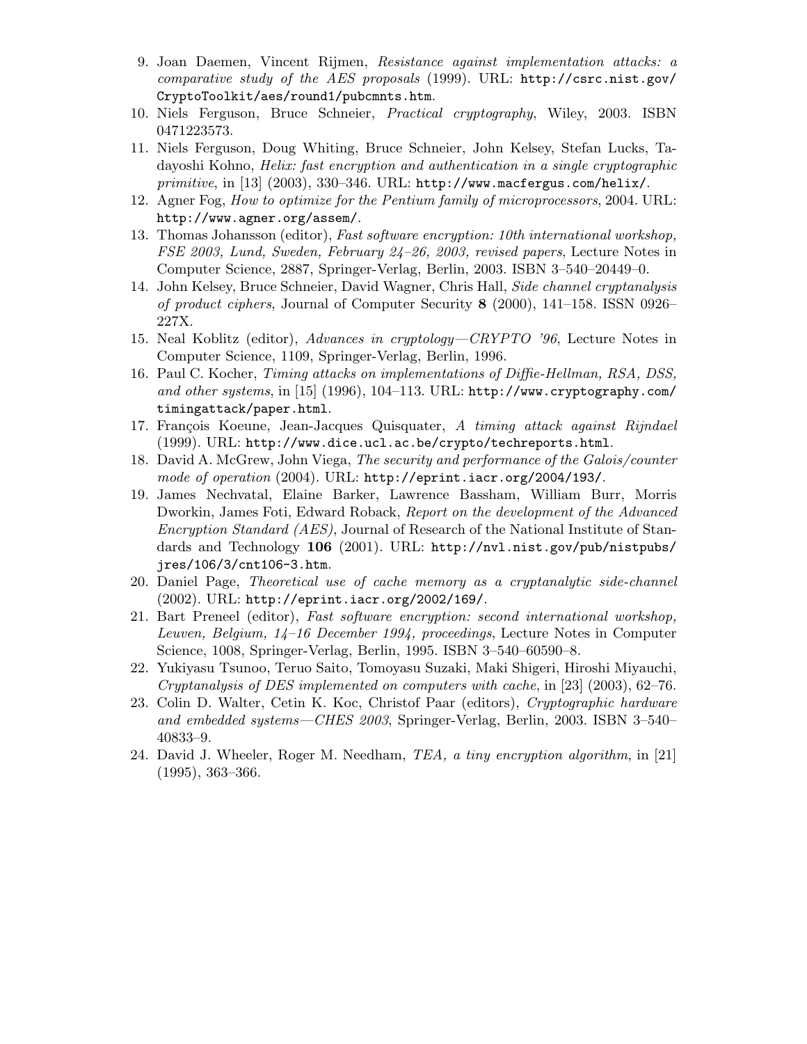9. Joan Daemen, Vincent Rijmen, *Resistance against implementation attacks: a comparative study of the AES proposals* (1999). URL: `http://csrc.nist.gov/CryptoToolkit/aes/round1/pubcmnts.htm`.
10. Niels Ferguson, Bruce Schneier, *Practical cryptography*, Wiley, 2003. ISBN 0471223573.
11. Niels Ferguson, Doug Whiting, Bruce Schneier, John Kelsey, Stefan Lucks, Tadayoshi Kohno, *Helix: fast encryption and authentication in a single cryptographic primitive*, in [13] (2003), 330–346. URL: `http://www.macfergus.com/helix/`.
12. Agner Fog, *How to optimize for the Pentium family of microprocessors*, 2004. URL: `http://www.agner.org/assem/`.
13. Thomas Johansson (editor), *Fast software encryption: 10th international workshop, FSE 2003, Lund, Sweden, February 24–26, 2003, revised papers*, Lecture Notes in Computer Science, 2887, Springer-Verlag, Berlin, 2003. ISBN 3–540–20449–0.
14. John Kelsey, Bruce Schneier, David Wagner, Chris Hall, *Side channel cryptanalysis of product ciphers*, Journal of Computer Security **8** (2000), 141–158. ISSN 0926–227X.
15. Neal Koblitz (editor), *Advances in cryptology—CRYPTO '96*, Lecture Notes in Computer Science, 1109, Springer-Verlag, Berlin, 1996.
16. Paul C. Kocher, *Timing attacks on implementations of Diffie-Hellman, RSA, DSS, and other systems*, in [15] (1996), 104–113. URL: `http://www.cryptography.com/timingattack/paper.html`.
17. François Koeune, Jean-Jacques Quisquater, *A timing attack against Rijndael* (1999). URL: `http://www.dice.ucl.ac.be/crypto/techreports.html`.
18. David A. McGrew, John Viega, *The security and performance of the Galois/counter mode of operation* (2004). URL: `http://eprint.iacr.org/2004/193/`.
19. James Nechvatal, Elaine Barker, Lawrence Bassham, William Burr, Morris Dworkin, James Foti, Edward Roback, *Report on the development of the Advanced Encryption Standard (AES)*, Journal of Research of the National Institute of Standards and Technology **106** (2001). URL: `http://nvl.nist.gov/pub/nistpubs/jres/106/3/cnt106-3.htm`.
20. Daniel Page, *Theoretical use of cache memory as a cryptanalytic side-channel* (2002). URL: `http://eprint.iacr.org/2002/169/`.
21. Bart Preneel (editor), *Fast software encryption: second international workshop, Leuven, Belgium, 14–16 December 1994, proceedings*, Lecture Notes in Computer Science, 1008, Springer-Verlag, Berlin, 1995. ISBN 3–540–60590–8.
22. Yukiyasu Tsunoo, Teruo Saito, Tomoyasu Suzaki, Maki Shigeri, Hiroshi Miyauchi, *Cryptanalysis of DES implemented on computers with cache*, in [23] (2003), 62–76.
23. Colin D. Walter, Cetin K. Koc, Christof Paar (editors), *Cryptographic hardware and embedded systems—CHES 2003*, Springer-Verlag, Berlin, 2003. ISBN 3–540–40833–9.
24. David J. Wheeler, Roger M. Needham, *TEA, a tiny encryption algorithm*, in [21] (1995), 363–366.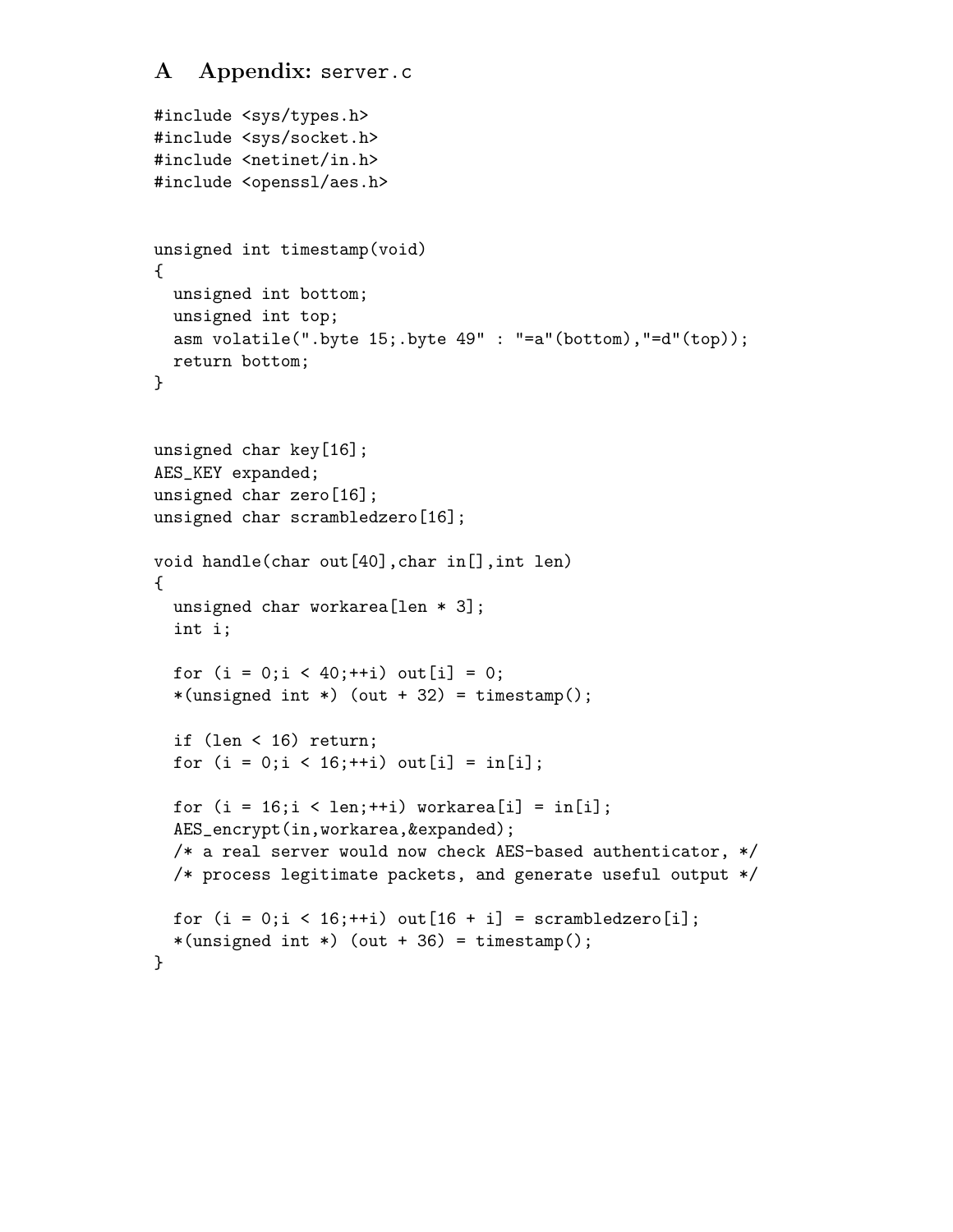# A Appendix: server.c

```
#include <sys/types.h>
#include <sys/socket.h>
#include <netinet/in.h>
#include <openssl/aes.h>


unsigned int timestamp(void)
{
  unsigned int bottom;
  unsigned int top;
  asm volatile(".byte 15;.byte 49" : "=a"(bottom),"=d"(top));
  return bottom;
}


unsigned char key[16];
AES_KEY expanded;
unsigned char zero[16];
unsigned char scrambledzero[16];

void handle(char out[40],char in[],int len)
{
  unsigned char workarea[len * 3];
  int i;

  for (i = 0;i < 40;++i) out[i] = 0;
  *(unsigned int *) (out + 32) = timestamp();

  if (len < 16) return;
  for (i = 0;i < 16;++i) out[i] = in[i];

  for (i = 16;i < len;++i) workarea[i] = in[i];
  AES_encrypt(in,workarea,&expanded);
  /* a real server would now check AES-based authenticator, */
  /* process legitimate packets, and generate useful output */

  for (i = 0;i < 16;++i) out[16 + i] = scrambledzero[i];
  *(unsigned int *) (out + 36) = timestamp();
}
```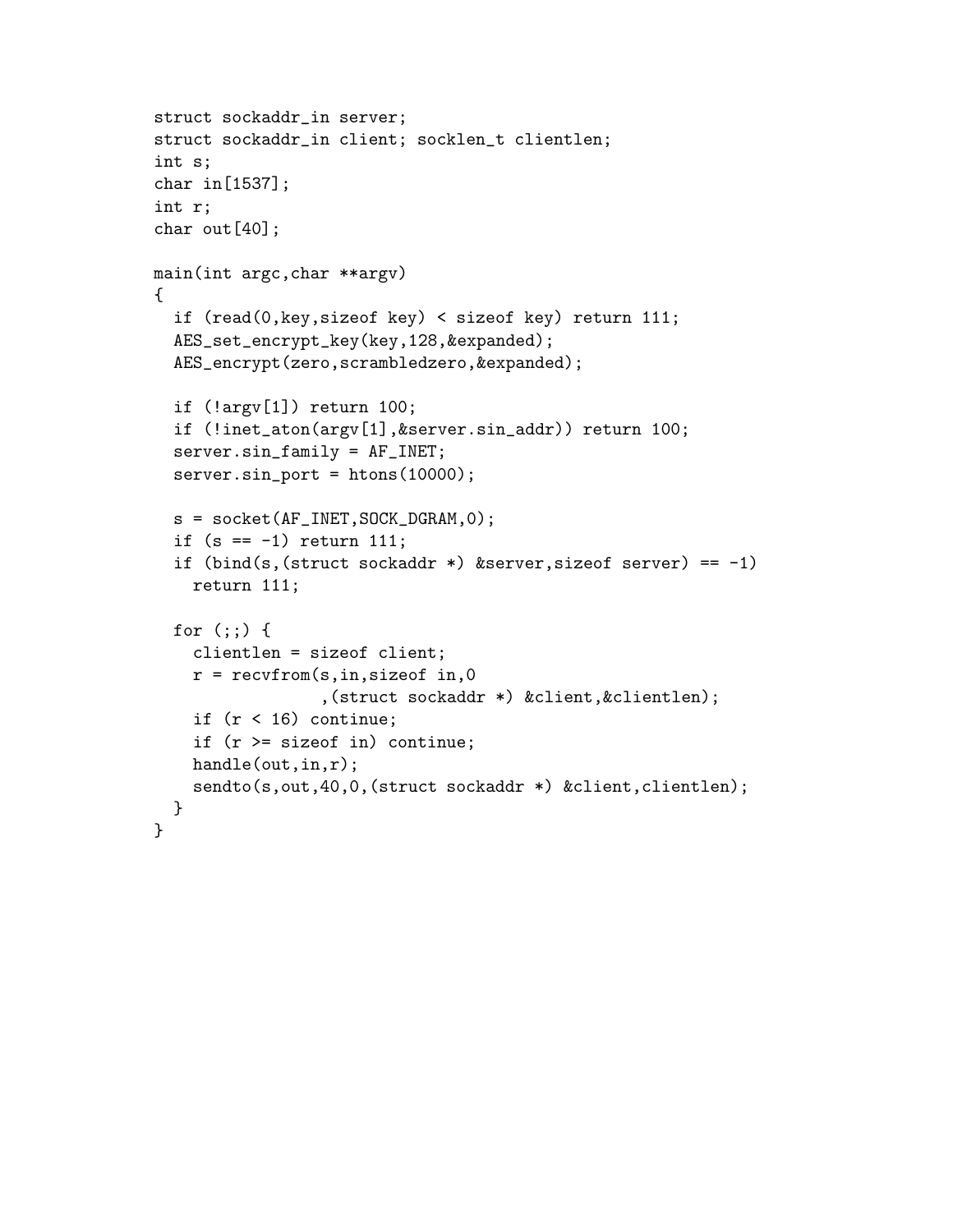```
struct sockaddr_in server;
struct sockaddr_in client; socklen_t clientlen;
int s;
char in[1537];
int r;
char out[40];

main(int argc,char **argv)
{
  if (read(0,key,sizeof key) < sizeof key) return 111;
  AES_set_encrypt_key(key,128,&expanded);
  AES_encrypt(zero,scrambledzero,&expanded);

  if (!argv[1]) return 100;
  if (!inet_aton(argv[1],&server.sin_addr)) return 100;
  server.sin_family = AF_INET;
  server.sin_port = htons(10000);

  s = socket(AF_INET,SOCK_DGRAM,0);
  if (s == -1) return 111;
  if (bind(s,(struct sockaddr *) &server,sizeof server) == -1)
    return 111;

  for (;;) {
    clientlen = sizeof client;
    r = recvfrom(s,in,sizeof in,0
                 ,(struct sockaddr *) &client,&clientlen);
    if (r < 16) continue;
    if (r >= sizeof in) continue;
    handle(out,in,r);
    sendto(s,out,40,0,(struct sockaddr *) &client,clientlen);
  }
}
```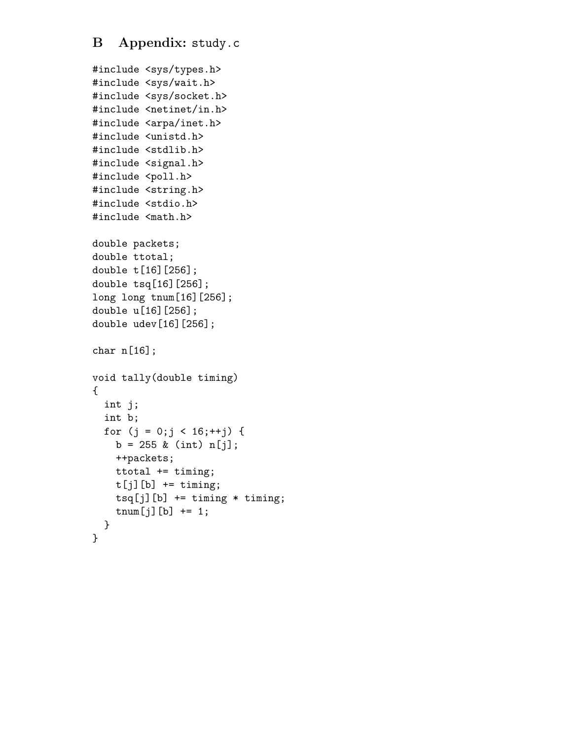# B Appendix: study.c

```
#include <sys/types.h>
#include <sys/wait.h>
#include <sys/socket.h>
#include <netinet/in.h>
#include <arpa/inet.h>
#include <unistd.h>
#include <stdlib.h>
#include <signal.h>
#include <poll.h>
#include <string.h>
#include <stdio.h>
#include <math.h>

double packets;
double ttotal;
double t[16][256];
double tsq[16][256];
long long tnum[16][256];
double u[16][256];
double udev[16][256];

char n[16];

void tally(double timing)
{
  int j;
  int b;
  for (j = 0;j < 16;++j) {
    b = 255 & (int) n[j];
    ++packets;
    ttotal += timing;
    t[j][b] += timing;
    tsq[j][b] += timing * timing;
    tnum[j][b] += 1;
  }
}
```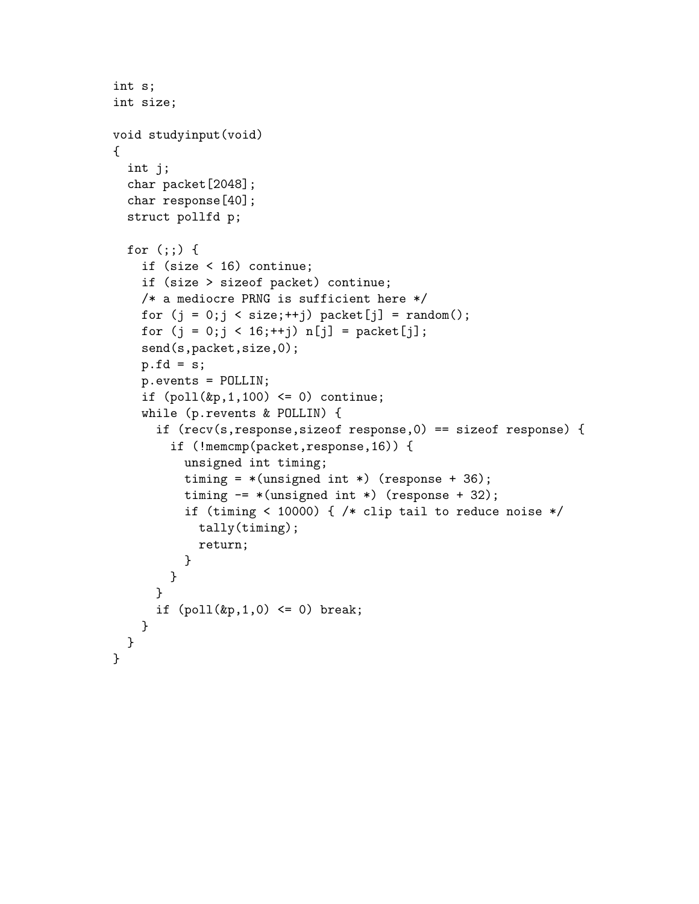```
int s;
int size;

void studyinput(void)
{
  int j;
  char packet[2048];
  char response[40];
  struct pollfd p;

  for (;;) {
    if (size < 16) continue;
    if (size > sizeof packet) continue;
    /* a mediocre PRNG is sufficient here */
    for (j = 0;j < size;++j) packet[j] = random();
    for (j = 0;j < 16;++j) n[j] = packet[j];
    send(s,packet,size,0);
    p.fd = s;
    p.events = POLLIN;
    if (poll(&p,1,100) <= 0) continue;
    while (p.revents & POLLIN) {
      if (recv(s,response,sizeof response,0) == sizeof response) {
        if (!memcmp(packet,response,16)) {
          unsigned int timing;
          timing = *(unsigned int *) (response + 36);
          timing -= *(unsigned int *) (response + 32);
          if (timing < 10000) { /* clip tail to reduce noise */
            tally(timing);
            return;
          }
        }
      }
      if (poll(&p,1,0) <= 0) break;
    }
  }
}
```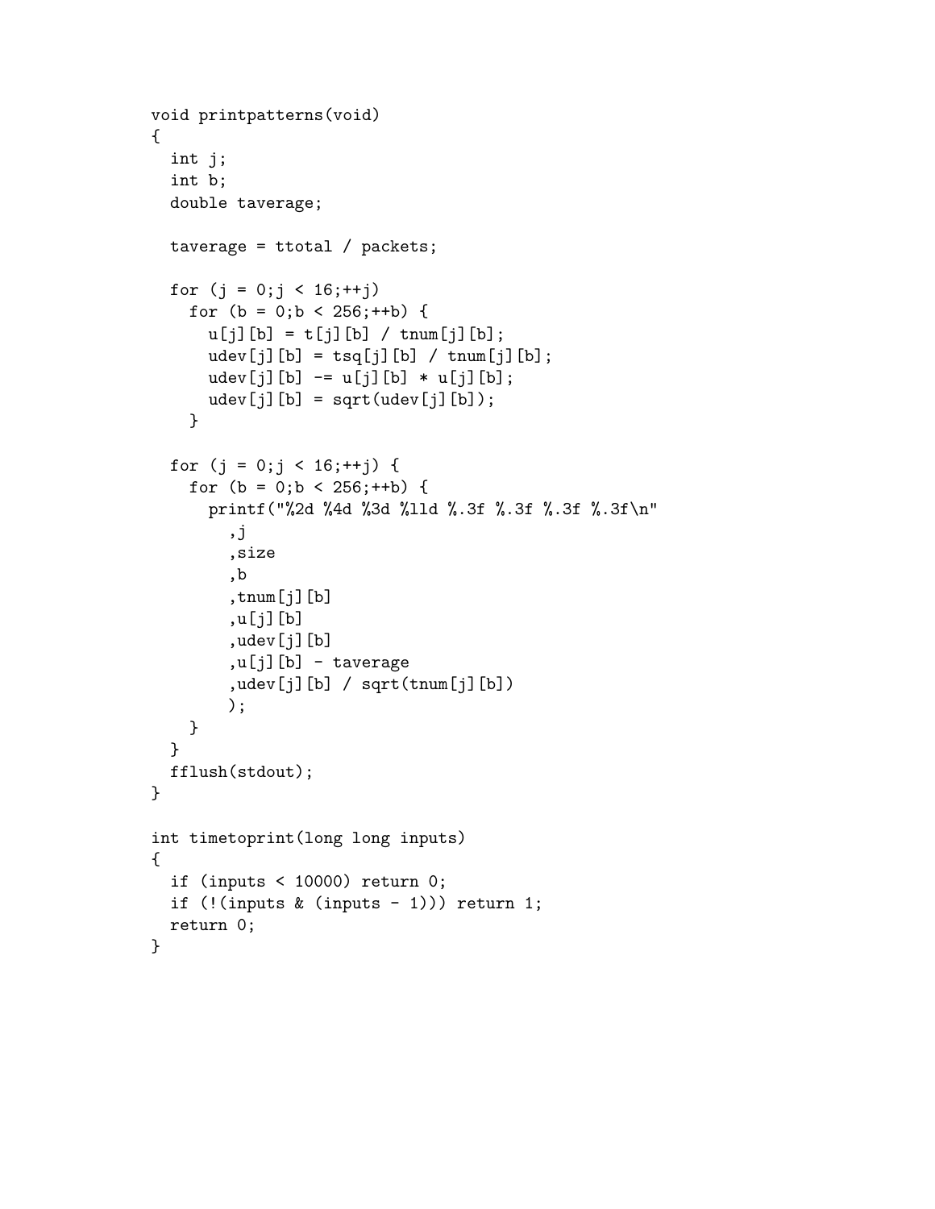```
void printpatterns(void)
{
  int j;
  int b;
  double taverage;

  taverage = ttotal / packets;

  for (j = 0;j < 16;++j)
    for (b = 0;b < 256;++b) {
      u[j][b] = t[j][b] / tnum[j][b];
      udev[j][b] = tsq[j][b] / tnum[j][b];
      udev[j][b] -= u[j][b] * u[j][b];
      udev[j][b] = sqrt(udev[j][b]);
    }

  for (j = 0;j < 16;++j) {
    for (b = 0;b < 256;++b) {
      printf("%2d %4d %3d %lld %.3f %.3f %.3f %.3f\n"
        ,j
        ,size
        ,b
        ,tnum[j][b]
        ,u[j][b]
        ,udev[j][b]
        ,u[j][b] - taverage
        ,udev[j][b] / sqrt(tnum[j][b])
        );
    }
  }
  fflush(stdout);
}

int timetoprint(long long inputs)
{
  if (inputs < 10000) return 0;
  if (!(inputs & (inputs - 1))) return 1;
  return 0;
}
```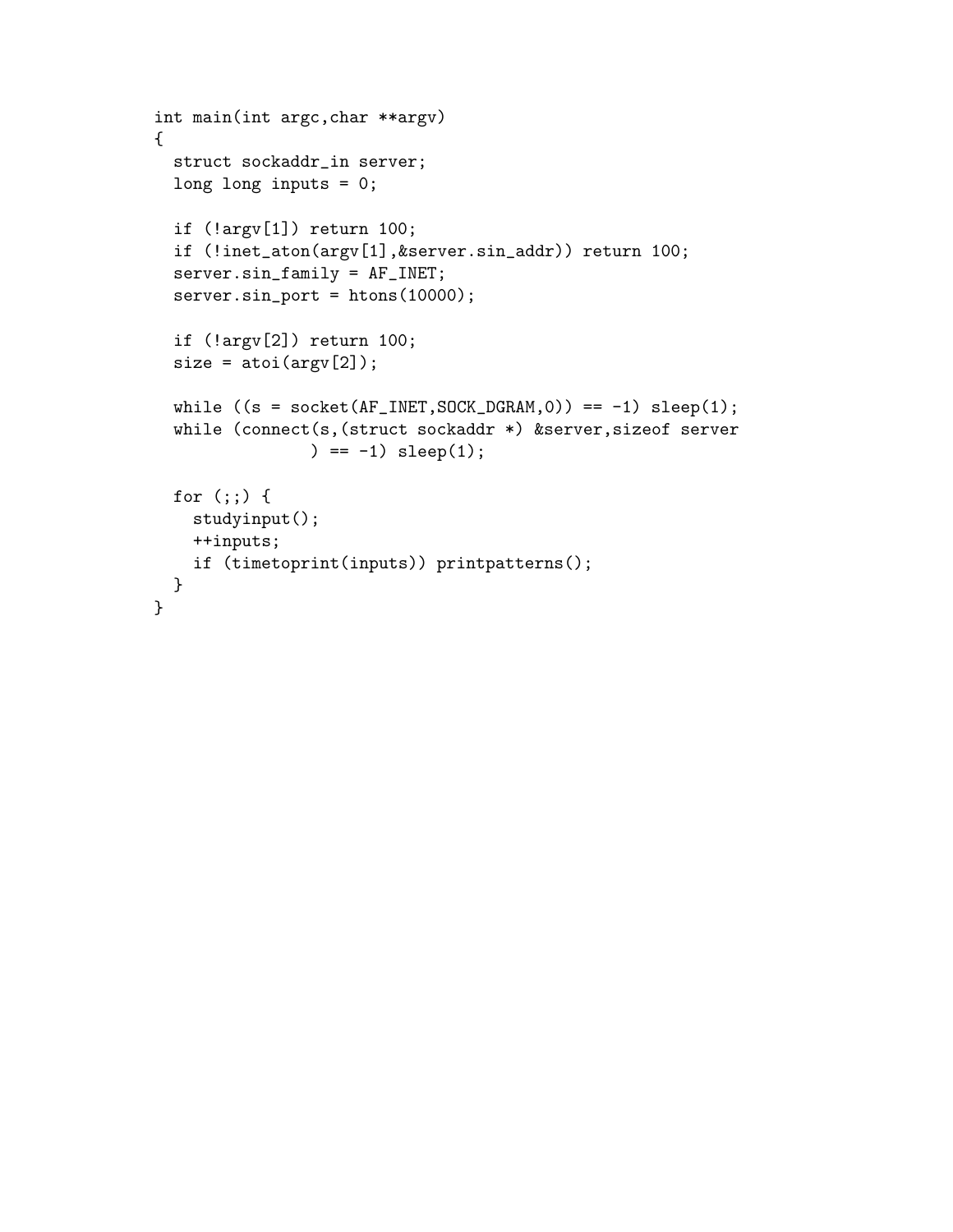```
int main(int argc,char **argv)
{
  struct sockaddr_in server;
  long long inputs = 0;

  if (!argv[1]) return 100;
  if (!inet_aton(argv[1],&server.sin_addr)) return 100;
  server.sin_family = AF_INET;
  server.sin_port = htons(10000);

  if (!argv[2]) return 100;
  size = atoi(argv[2]);

  while ((s = socket(AF_INET,SOCK_DGRAM,0)) == -1) sleep(1);
  while (connect(s,(struct sockaddr *) &server,sizeof server
              ) == -1) sleep(1);

  for (;;) {
    studyinput();
    ++inputs;
    if (timetoprint(inputs)) printpatterns();
  }
}
```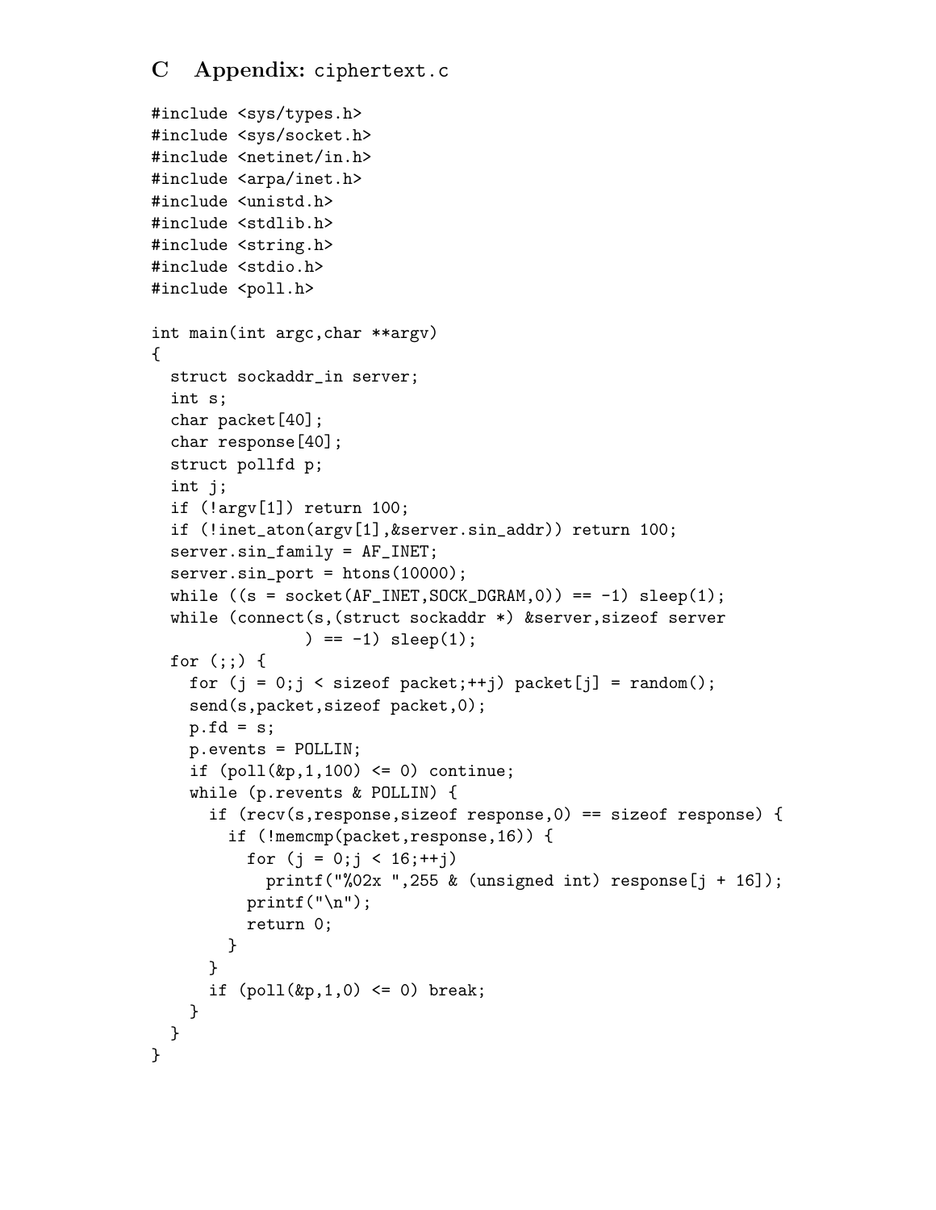## C Appendix: ciphertext.c

```
#include <sys/types.h>
#include <sys/socket.h>
#include <netinet/in.h>
#include <arpa/inet.h>
#include <unistd.h>
#include <stdlib.h>
#include <string.h>
#include <stdio.h>
#include <poll.h>

int main(int argc,char **argv)
{
  struct sockaddr_in server;
  int s;
  char packet[40];
  char response[40];
  struct pollfd p;
  int j;
  if (!argv[1]) return 100;
  if (!inet_aton(argv[1],&server.sin_addr)) return 100;
  server.sin_family = AF_INET;
  server.sin_port = htons(10000);
  while ((s = socket(AF_INET,SOCK_DGRAM,0)) == -1) sleep(1);
  while (connect(s,(struct sockaddr *) &server,sizeof server
              ) == -1) sleep(1);
  for (;;) {
    for (j = 0;j < sizeof packet;++j) packet[j] = random();
    send(s,packet,sizeof packet,0);
    p.fd = s;
    p.events = POLLIN;
    if (poll(&p,1,100) <= 0) continue;
    while (p.revents & POLLIN) {
      if (recv(s,response,sizeof response,0) == sizeof response) {
        if (!memcmp(packet,response,16)) {
          for (j = 0;j < 16;++j)
            printf("%02x ",255 & (unsigned int) response[j + 16]);
          printf("\n");
          return 0;
        }
      }
      if (poll(&p,1,0) <= 0) break;
    }
  }
}
```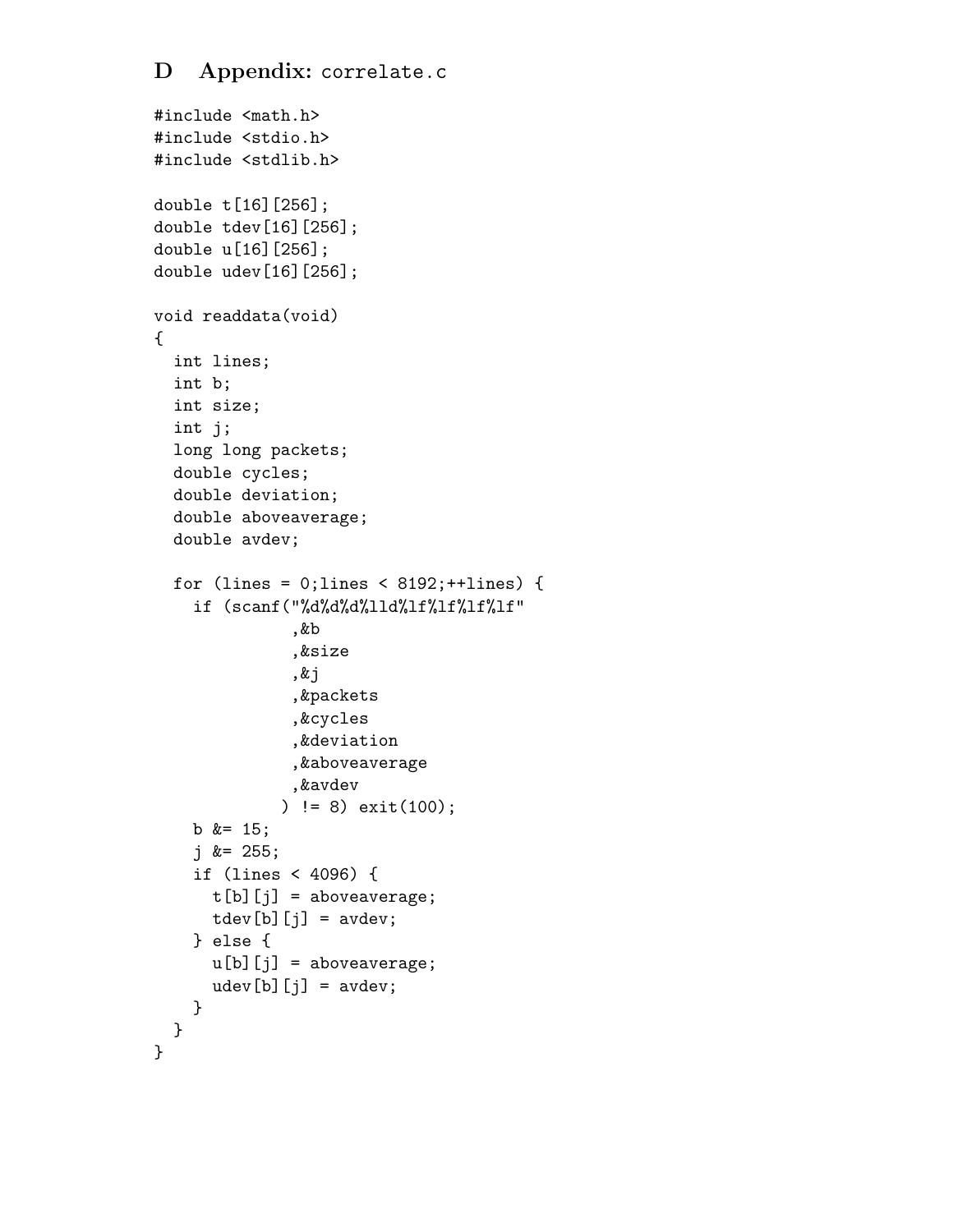# D Appendix: correlate.c

```
#include <math.h>
#include <stdio.h>
#include <stdlib.h>

double t[16][256];
double tdev[16][256];
double u[16][256];
double udev[16][256];

void readdata(void)
{
  int lines;
  int b;
  int size;
  int j;
  long long packets;
  double cycles;
  double deviation;
  double aboveaverage;
  double avdev;

  for (lines = 0;lines < 8192;++lines) {
    if (scanf("%d%d%d%lld%lf%lf%lf%lf"
              ,&b
              ,&size
              ,&j
              ,&packets
              ,&cycles
              ,&deviation
              ,&aboveaverage
              ,&avdev
             ) != 8) exit(100);
    b &= 15;
    j &= 255;
    if (lines < 4096) {
      t[b][j] = aboveaverage;
      tdev[b][j] = avdev;
    } else {
      u[b][j] = aboveaverage;
      udev[b][j] = avdev;
    }
  }
}
```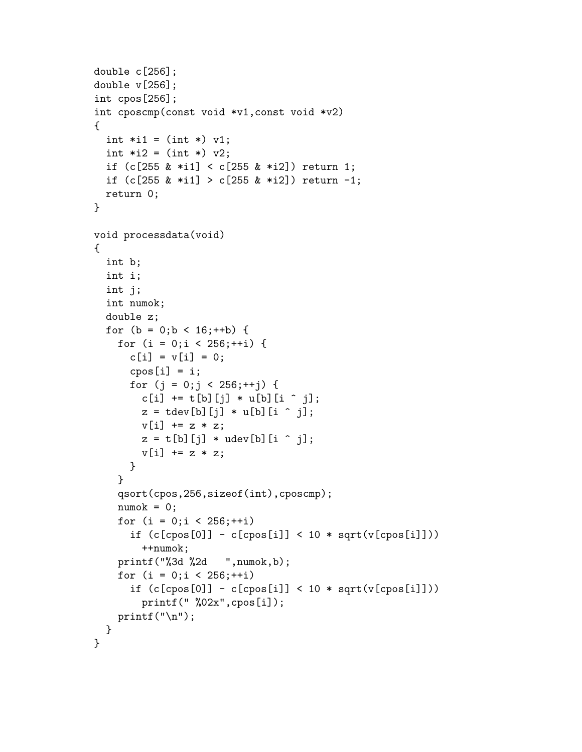```
double c[256];
double v[256];
int cpos[256];
int cposcmp(const void *v1,const void *v2)
{
  int *i1 = (int *) v1;
  int *i2 = (int *) v2;
  if (c[255 & *i1] < c[255 & *i2]) return 1;
  if (c[255 & *i1] > c[255 & *i2]) return -1;
  return 0;
}

void processdata(void)
{
  int b;
  int i;
  int j;
  int numok;
  double z;
  for (b = 0;b < 16;++b) {
    for (i = 0;i < 256;++i) {
      c[i] = v[i] = 0;
      cpos[i] = i;
      for (j = 0;j < 256;++j) {
        c[i] += t[b][j] * u[b][i ^ j];
        z = tdev[b][j] * u[b][i ^ j];
        v[i] += z * z;
        z = t[b][j] * udev[b][i ^ j];
        v[i] += z * z;
      }
    }
    qsort(cpos,256,sizeof(int),cposcmp);
    numok = 0;
    for (i = 0;i < 256;++i)
      if (c[cpos[0]] - c[cpos[i]] < 10 * sqrt(v[cpos[i]]))
        ++numok;
    printf("%3d %2d   ",numok,b);
    for (i = 0;i < 256;++i)
      if (c[cpos[0]] - c[cpos[i]] < 10 * sqrt(v[cpos[i]]))
        printf(" %02x",cpos[i]);
    printf("\n");
  }
}
```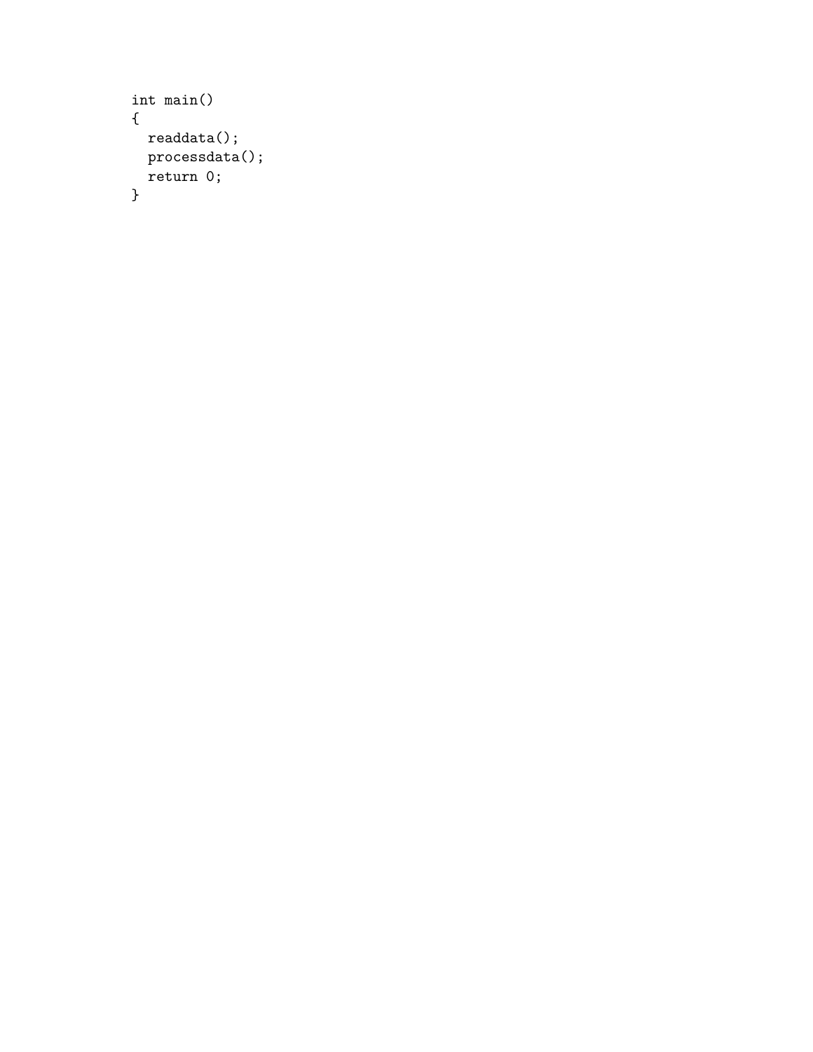```
int main()
{
  readdata();
  processdata();
  return 0;
}
```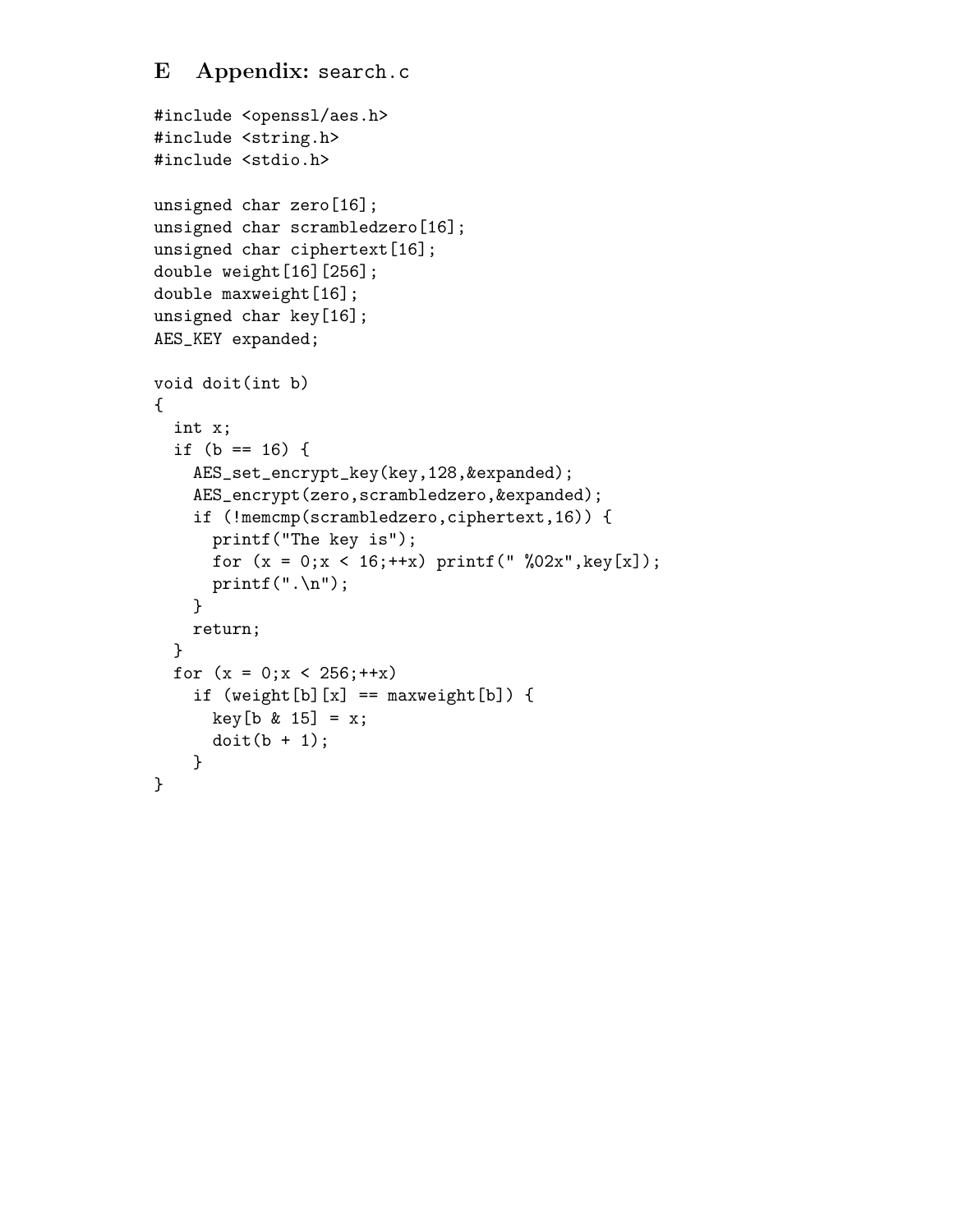# E Appendix: search.c

```
#include <openssl/aes.h>
#include <string.h>
#include <stdio.h>

unsigned char zero[16];
unsigned char scrambledzero[16];
unsigned char ciphertext[16];
double weight[16][256];
double maxweight[16];
unsigned char key[16];
AES_KEY expanded;

void doit(int b)
{
  int x;
  if (b == 16) {
    AES_set_encrypt_key(key,128,&expanded);
    AES_encrypt(zero,scrambledzero,&expanded);
    if (!memcmp(scrambledzero,ciphertext,16)) {
      printf("The key is");
      for (x = 0;x < 16;++x) printf(" %02x",key[x]);
      printf(".\n");
    }
    return;
  }
  for (x = 0;x < 256;++x)
    if (weight[b][x] == maxweight[b]) {
      key[b & 15] = x;
      doit(b + 1);
    }
}
```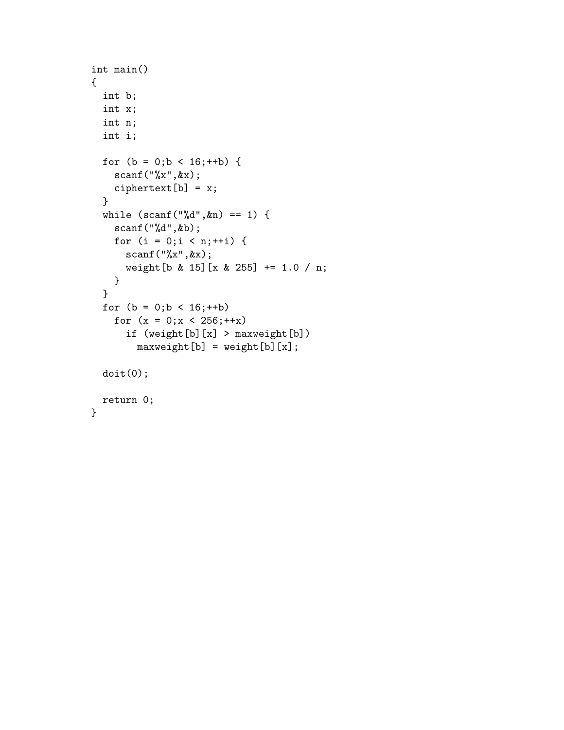```
int main()
{
  int b;
  int x;
  int n;
  int i;

  for (b = 0;b < 16;++b) {
    scanf("%x",&x);
    ciphertext[b] = x;
  }
  while (scanf("%d",&n) == 1) {
    scanf("%d",&b);
    for (i = 0;i < n;++i) {
      scanf("%x",&x);
      weight[b & 15][x & 255] += 1.0 / n;
    }
  }
  for (b = 0;b < 16;++b)
    for (x = 0;x < 256;++x)
      if (weight[b][x] > maxweight[b])
        maxweight[b] = weight[b][x];

  doit(0);

  return 0;
}
```